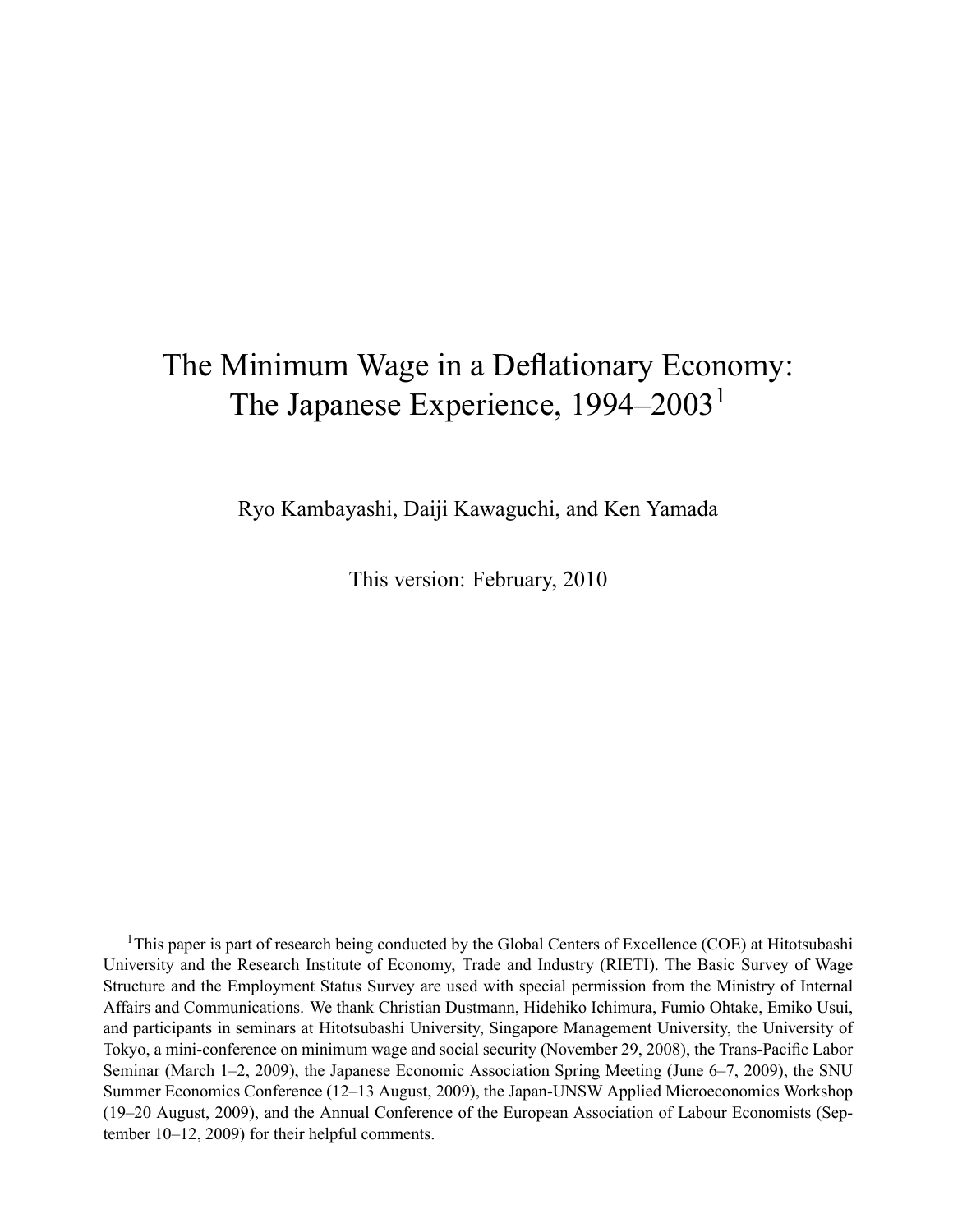# The Minimum Wage in a Deflationary Economy: The Japanese Experience, 1994–2003[1]

Ryo Kambayashi, Daiji Kawaguchi, and Ken Yamada

This version: February, 2010

[1]This paper is part of research being conducted by the Global Centers of Excellence (COE) at Hitotsubashi University and the Research Institute of Economy, Trade and Industry (RIETI). The Basic Survey of Wage Structure and the Employment Status Survey are used with special permission from the Ministry of Internal Affairs and Communications. We thank Christian Dustmann, Hidehiko Ichimura, Fumio Ohtake, Emiko Usui, and participants in seminars at Hitotsubashi University, Singapore Management University, the University of Tokyo, a mini-conference on minimum wage and social security (November 29, 2008), the Trans-Pacific Labor Seminar (March 1–2, 2009), the Japanese Economic Association Spring Meeting (June 6–7, 2009), the SNU Summer Economics Conference (12–13 August, 2009), the Japan-UNSW Applied Microeconomics Workshop (19–20 August, 2009), and the Annual Conference of the European Association of Labour Economists (September 10–12, 2009) for their helpful comments.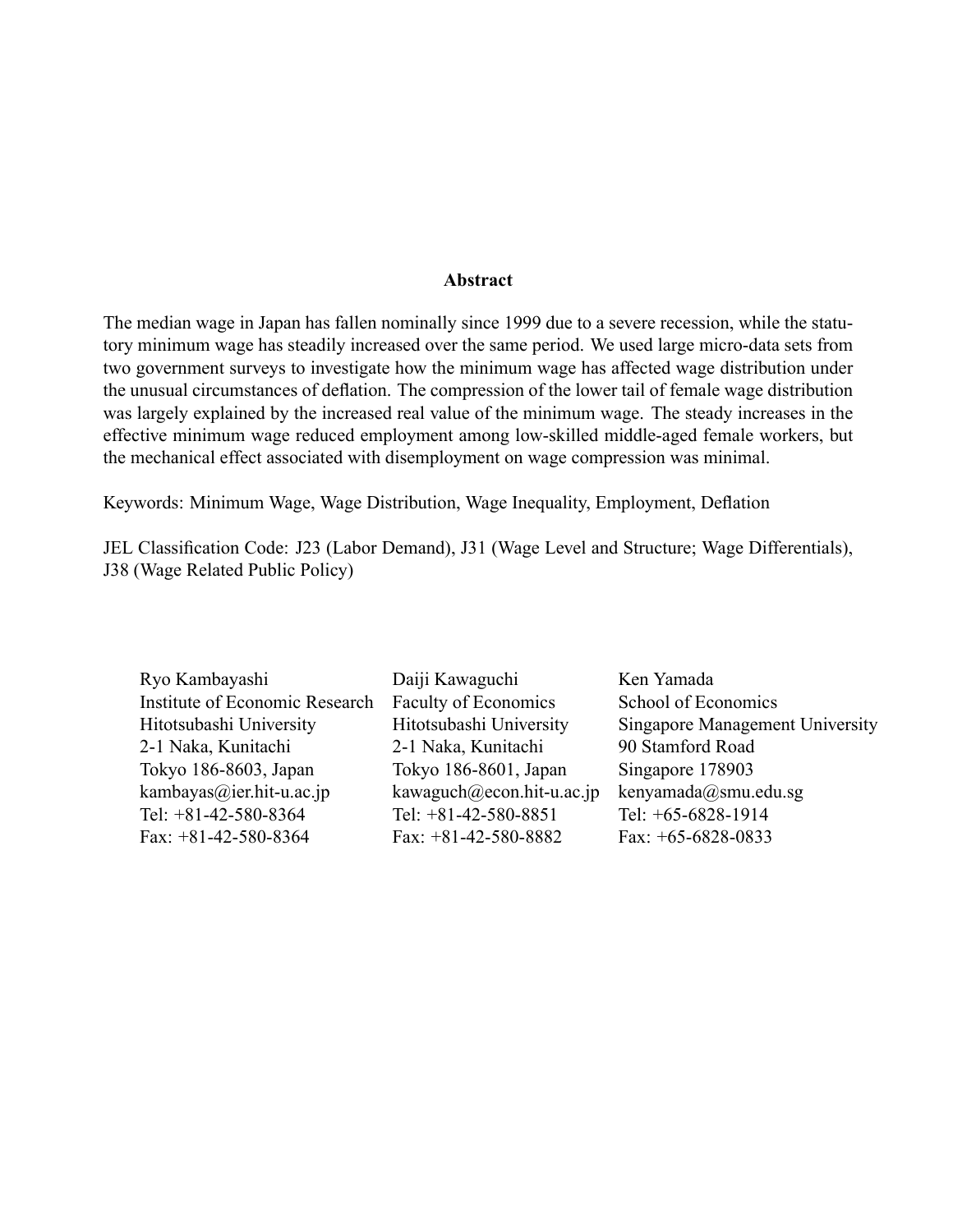## Abstract

The median wage in Japan has fallen nominally since 1999 due to a severe recession, while the statutory minimum wage has steadily increased over the same period. We used large micro-data sets from two government surveys to investigate how the minimum wage has affected wage distribution under the unusual circumstances of deflation. The compression of the lower tail of female wage distribution was largely explained by the increased real value of the minimum wage. The steady increases in the effective minimum wage reduced employment among low-skilled middle-aged female workers, but the mechanical effect associated with disemployment on wage compression was minimal.

Keywords: Minimum Wage, Wage Distribution, Wage Inequality, Employment, Deflation

JEL Classification Code: J23 (Labor Demand), J31 (Wage Level and Structure; Wage Differentials), J38 (Wage Related Public Policy)

Ryo Kambayashi
Institute of Economic Research
Hitotsubashi University
2-1 Naka, Kunitachi
Tokyo 186-8603, Japan
kambayas@ier.hit-u.ac.jp
Tel: +81-42-580-8364
Fax: +81-42-580-8364

Daiji Kawaguchi
Faculty of Economics
Hitotsubashi University
2-1 Naka, Kunitachi
Tokyo 186-8601, Japan
kawaguch@econ.hit-u.ac.jp
Tel: +81-42-580-8851
Fax: +81-42-580-8882

Ken Yamada
School of Economics
Singapore Management University
90 Stamford Road
Singapore 178903
kenyamada@smu.edu.sg
Tel: +65-6828-1914
Fax: +65-6828-0833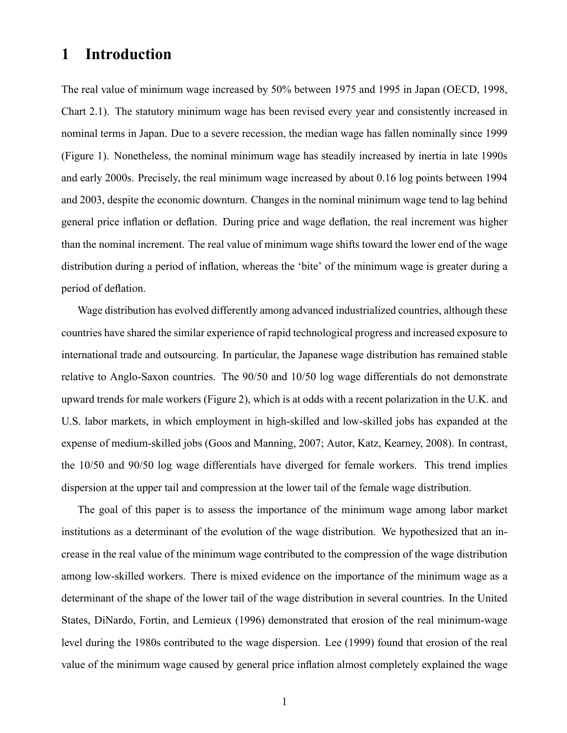# 1 Introduction

The real value of minimum wage increased by 50% between 1975 and 1995 in Japan (OECD, 1998, Chart 2.1). The statutory minimum wage has been revised every year and consistently increased in nominal terms in Japan. Due to a severe recession, the median wage has fallen nominally since 1999 (Figure 1). Nonetheless, the nominal minimum wage has steadily increased by inertia in late 1990s and early 2000s. Precisely, the real minimum wage increased by about 0.16 log points between 1994 and 2003, despite the economic downturn. Changes in the nominal minimum wage tend to lag behind general price inflation or deflation. During price and wage deflation, the real increment was higher than the nominal increment. The real value of minimum wage shifts toward the lower end of the wage distribution during a period of inflation, whereas the 'bite' of the minimum wage is greater during a period of deflation.

Wage distribution has evolved differently among advanced industrialized countries, although these countries have shared the similar experience of rapid technological progress and increased exposure to international trade and outsourcing. In particular, the Japanese wage distribution has remained stable relative to Anglo-Saxon countries. The 90/50 and 10/50 log wage differentials do not demonstrate upward trends for male workers (Figure 2), which is at odds with a recent polarization in the U.K. and U.S. labor markets, in which employment in high-skilled and low-skilled jobs has expanded at the expense of medium-skilled jobs (Goos and Manning, 2007; Autor, Katz, Kearney, 2008). In contrast, the 10/50 and 90/50 log wage differentials have diverged for female workers. This trend implies dispersion at the upper tail and compression at the lower tail of the female wage distribution.

The goal of this paper is to assess the importance of the minimum wage among labor market institutions as a determinant of the evolution of the wage distribution. We hypothesized that an increase in the real value of the minimum wage contributed to the compression of the wage distribution among low-skilled workers. There is mixed evidence on the importance of the minimum wage as a determinant of the shape of the lower tail of the wage distribution in several countries. In the United States, DiNardo, Fortin, and Lemieux (1996) demonstrated that erosion of the real minimum-wage level during the 1980s contributed to the wage dispersion. Lee (1999) found that erosion of the real value of the minimum wage caused by general price inflation almost completely explained the wage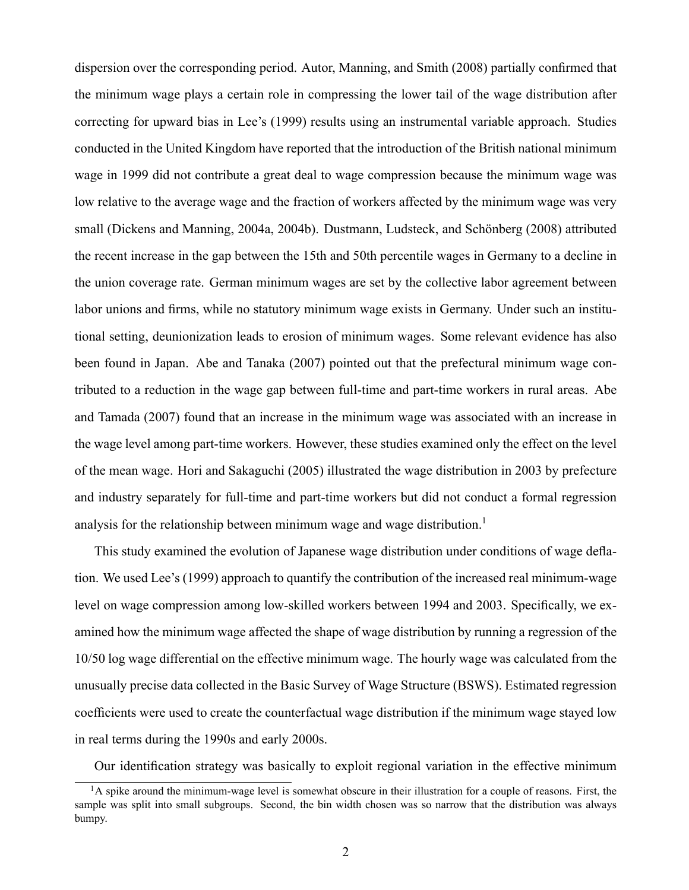dispersion over the corresponding period. Autor, Manning, and Smith (2008) partially confirmed that the minimum wage plays a certain role in compressing the lower tail of the wage distribution after correcting for upward bias in Lee's (1999) results using an instrumental variable approach. Studies conducted in the United Kingdom have reported that the introduction of the British national minimum wage in 1999 did not contribute a great deal to wage compression because the minimum wage was low relative to the average wage and the fraction of workers affected by the minimum wage was very small (Dickens and Manning, 2004a, 2004b). Dustmann, Ludsteck, and Schönberg (2008) attributed the recent increase in the gap between the 15th and 50th percentile wages in Germany to a decline in the union coverage rate. German minimum wages are set by the collective labor agreement between labor unions and firms, while no statutory minimum wage exists in Germany. Under such an institutional setting, deunionization leads to erosion of minimum wages. Some relevant evidence has also been found in Japan. Abe and Tanaka (2007) pointed out that the prefectural minimum wage contributed to a reduction in the wage gap between full-time and part-time workers in rural areas. Abe and Tamada (2007) found that an increase in the minimum wage was associated with an increase in the wage level among part-time workers. However, these studies examined only the effect on the level of the mean wage. Hori and Sakaguchi (2005) illustrated the wage distribution in 2003 by prefecture and industry separately for full-time and part-time workers but did not conduct a formal regression analysis for the relationship between minimum wage and wage distribution.[1]

This study examined the evolution of Japanese wage distribution under conditions of wage deflation. We used Lee's (1999) approach to quantify the contribution of the increased real minimum-wage level on wage compression among low-skilled workers between 1994 and 2003. Specifically, we examined how the minimum wage affected the shape of wage distribution by running a regression of the 10/50 log wage differential on the effective minimum wage. The hourly wage was calculated from the unusually precise data collected in the Basic Survey of Wage Structure (BSWS). Estimated regression coefficients were used to create the counterfactual wage distribution if the minimum wage stayed low in real terms during the 1990s and early 2000s.

Our identification strategy was basically to exploit regional variation in the effective minimum

[1] A spike around the minimum-wage level is somewhat obscure in their illustration for a couple of reasons. First, the sample was split into small subgroups. Second, the bin width chosen was so narrow that the distribution was always bumpy.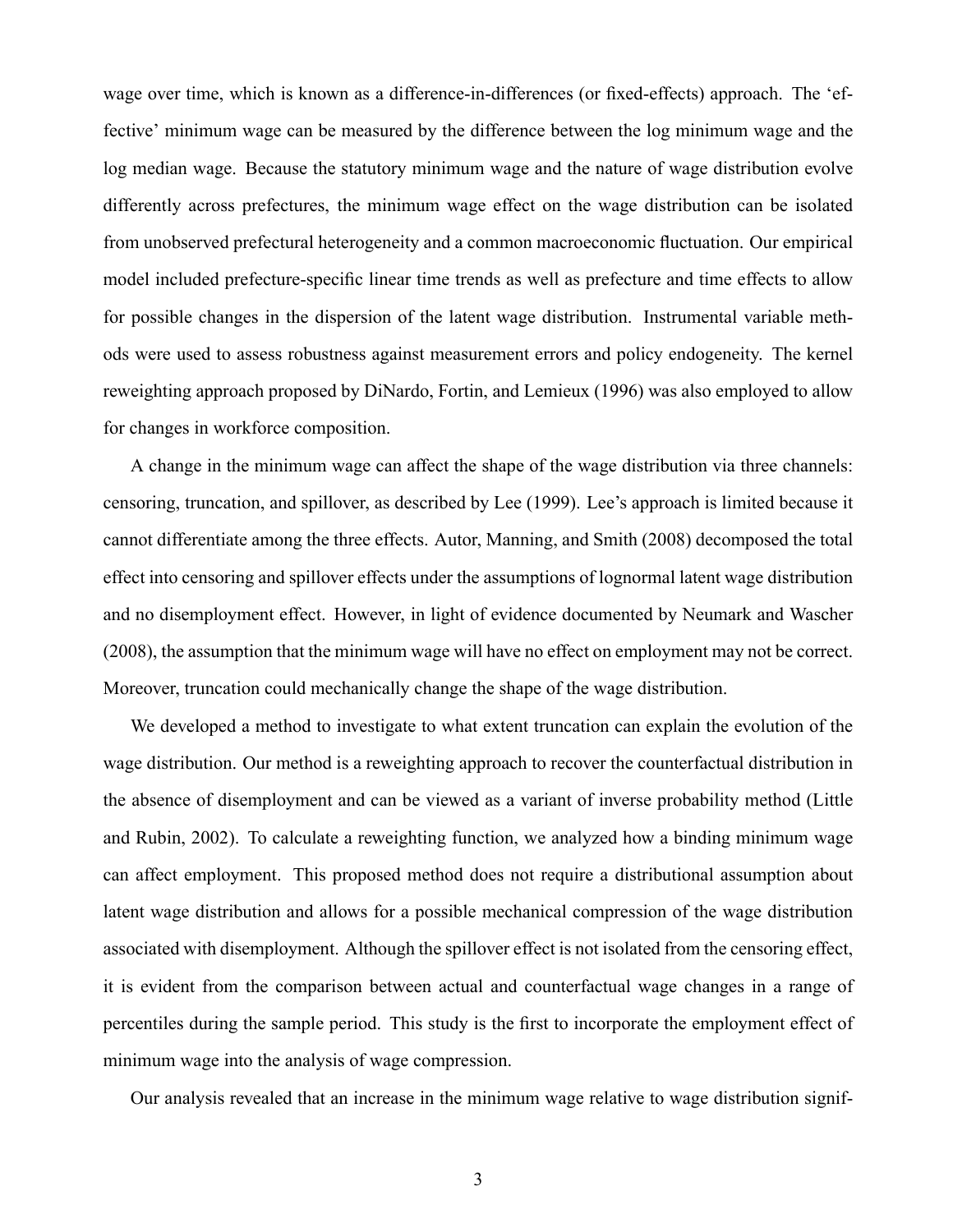wage over time, which is known as a difference-in-differences (or fixed-effects) approach. The 'effective' minimum wage can be measured by the difference between the log minimum wage and the log median wage. Because the statutory minimum wage and the nature of wage distribution evolve differently across prefectures, the minimum wage effect on the wage distribution can be isolated from unobserved prefectural heterogeneity and a common macroeconomic fluctuation. Our empirical model included prefecture-specific linear time trends as well as prefecture and time effects to allow for possible changes in the dispersion of the latent wage distribution. Instrumental variable methods were used to assess robustness against measurement errors and policy endogeneity. The kernel reweighting approach proposed by DiNardo, Fortin, and Lemieux (1996) was also employed to allow for changes in workforce composition.

A change in the minimum wage can affect the shape of the wage distribution via three channels: censoring, truncation, and spillover, as described by Lee (1999). Lee's approach is limited because it cannot differentiate among the three effects. Autor, Manning, and Smith (2008) decomposed the total effect into censoring and spillover effects under the assumptions of lognormal latent wage distribution and no disemployment effect. However, in light of evidence documented by Neumark and Wascher (2008), the assumption that the minimum wage will have no effect on employment may not be correct. Moreover, truncation could mechanically change the shape of the wage distribution.

We developed a method to investigate to what extent truncation can explain the evolution of the wage distribution. Our method is a reweighting approach to recover the counterfactual distribution in the absence of disemployment and can be viewed as a variant of inverse probability method (Little and Rubin, 2002). To calculate a reweighting function, we analyzed how a binding minimum wage can affect employment. This proposed method does not require a distributional assumption about latent wage distribution and allows for a possible mechanical compression of the wage distribution associated with disemployment. Although the spillover effect is not isolated from the censoring effect, it is evident from the comparison between actual and counterfactual wage changes in a range of percentiles during the sample period. This study is the first to incorporate the employment effect of minimum wage into the analysis of wage compression.

Our analysis revealed that an increase in the minimum wage relative to wage distribution signif-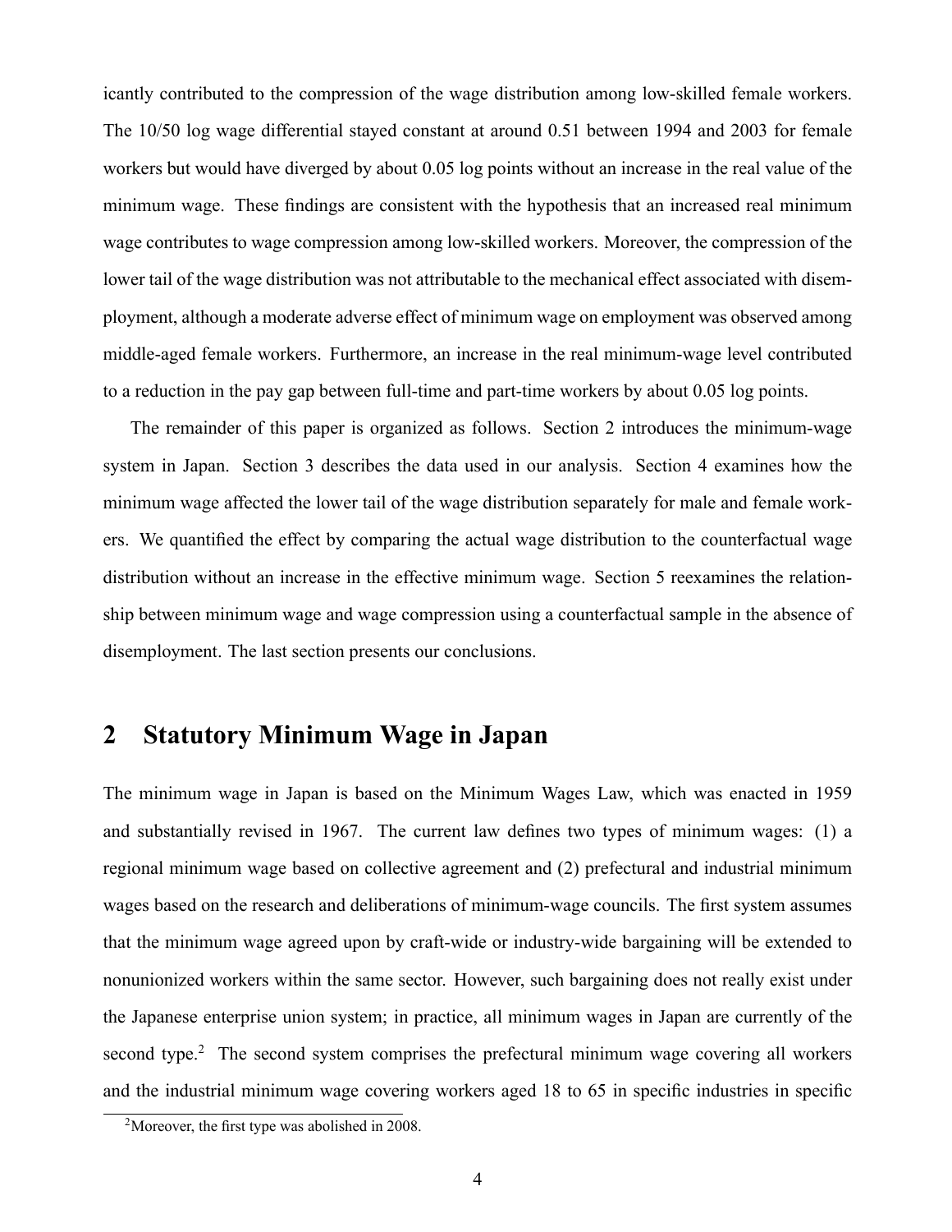icantly contributed to the compression of the wage distribution among low-skilled female workers. The 10/50 log wage differential stayed constant at around 0.51 between 1994 and 2003 for female workers but would have diverged by about 0.05 log points without an increase in the real value of the minimum wage. These findings are consistent with the hypothesis that an increased real minimum wage contributes to wage compression among low-skilled workers. Moreover, the compression of the lower tail of the wage distribution was not attributable to the mechanical effect associated with disemployment, although a moderate adverse effect of minimum wage on employment was observed among middle-aged female workers. Furthermore, an increase in the real minimum-wage level contributed to a reduction in the pay gap between full-time and part-time workers by about 0.05 log points.

The remainder of this paper is organized as follows. Section 2 introduces the minimum-wage system in Japan. Section 3 describes the data used in our analysis. Section 4 examines how the minimum wage affected the lower tail of the wage distribution separately for male and female workers. We quantified the effect by comparing the actual wage distribution to the counterfactual wage distribution without an increase in the effective minimum wage. Section 5 reexamines the relationship between minimum wage and wage compression using a counterfactual sample in the absence of disemployment. The last section presents our conclusions.

## 2 Statutory Minimum Wage in Japan

The minimum wage in Japan is based on the Minimum Wages Law, which was enacted in 1959 and substantially revised in 1967. The current law defines two types of minimum wages: (1) a regional minimum wage based on collective agreement and (2) prefectural and industrial minimum wages based on the research and deliberations of minimum-wage councils. The first system assumes that the minimum wage agreed upon by craft-wide or industry-wide bargaining will be extended to nonunionized workers within the same sector. However, such bargaining does not really exist under the Japanese enterprise union system; in practice, all minimum wages in Japan are currently of the second type.[2] The second system comprises the prefectural minimum wage covering all workers and the industrial minimum wage covering workers aged 18 to 65 in specific industries in specific

[2] Moreover, the first type was abolished in 2008.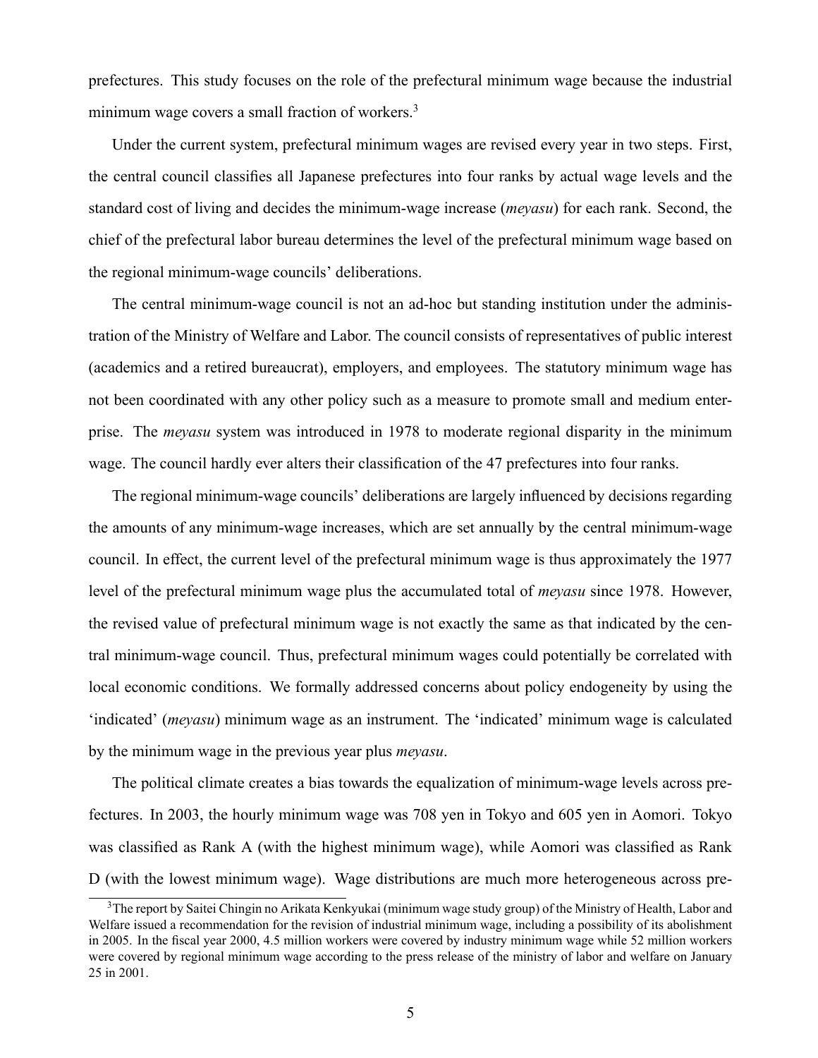prefectures. This study focuses on the role of the prefectural minimum wage because the industrial minimum wage covers a small fraction of workers.[3]

Under the current system, prefectural minimum wages are revised every year in two steps. First, the central council classifies all Japanese prefectures into four ranks by actual wage levels and the standard cost of living and decides the minimum-wage increase (*meyasu*) for each rank. Second, the chief of the prefectural labor bureau determines the level of the prefectural minimum wage based on the regional minimum-wage councils' deliberations.

The central minimum-wage council is not an ad-hoc but standing institution under the administration of the Ministry of Welfare and Labor. The council consists of representatives of public interest (academics and a retired bureaucrat), employers, and employees. The statutory minimum wage has not been coordinated with any other policy such as a measure to promote small and medium enterprise. The *meyasu* system was introduced in 1978 to moderate regional disparity in the minimum wage. The council hardly ever alters their classification of the 47 prefectures into four ranks.

The regional minimum-wage councils' deliberations are largely influenced by decisions regarding the amounts of any minimum-wage increases, which are set annually by the central minimum-wage council. In effect, the current level of the prefectural minimum wage is thus approximately the 1977 level of the prefectural minimum wage plus the accumulated total of *meyasu* since 1978. However, the revised value of prefectural minimum wage is not exactly the same as that indicated by the central minimum-wage council. Thus, prefectural minimum wages could potentially be correlated with local economic conditions. We formally addressed concerns about policy endogeneity by using the 'indicated' (*meyasu*) minimum wage as an instrument. The 'indicated' minimum wage is calculated by the minimum wage in the previous year plus *meyasu*.

The political climate creates a bias towards the equalization of minimum-wage levels across prefectures. In 2003, the hourly minimum wage was 708 yen in Tokyo and 605 yen in Aomori. Tokyo was classified as Rank A (with the highest minimum wage), while Aomori was classified as Rank D (with the lowest minimum wage). Wage distributions are much more heterogeneous across pre-

[3] The report by Saitei Chingin no Arikata Kenkyukai (minimum wage study group) of the Ministry of Health, Labor and Welfare issued a recommendation for the revision of industrial minimum wage, including a possibility of its abolishment in 2005. In the fiscal year 2000, 4.5 million workers were covered by industry minimum wage while 52 million workers were covered by regional minimum wage according to the press release of the ministry of labor and welfare on January 25 in 2001.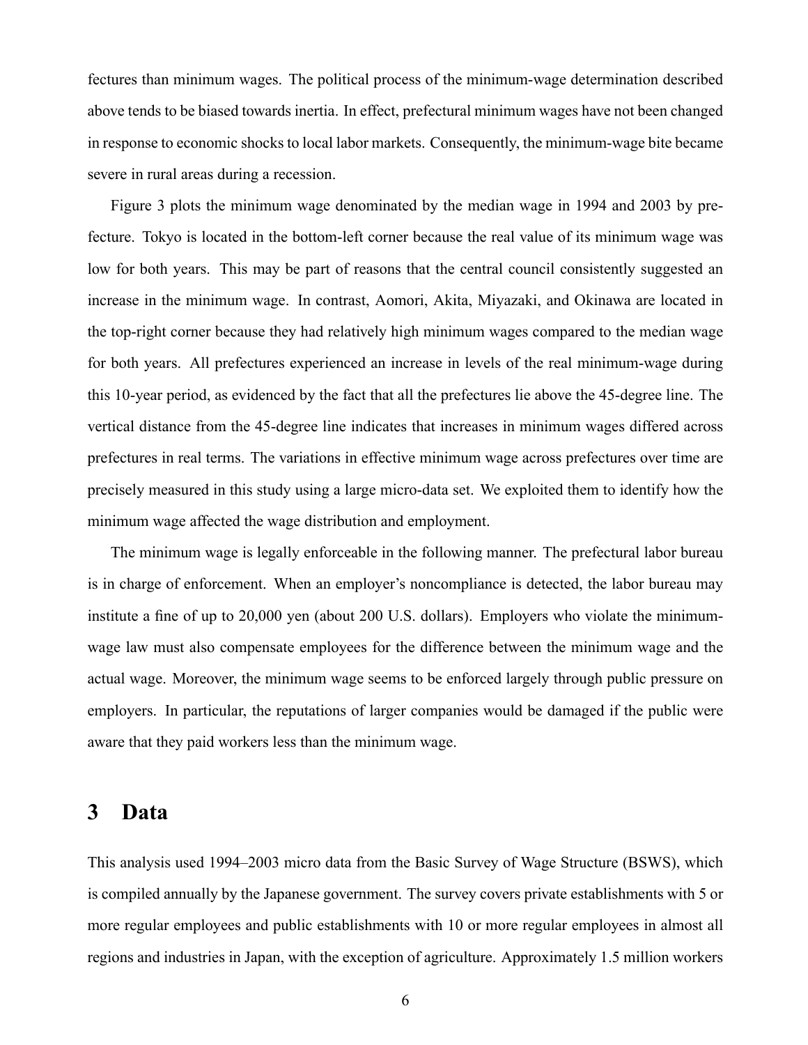fectures than minimum wages. The political process of the minimum-wage determination described above tends to be biased towards inertia. In effect, prefectural minimum wages have not been changed in response to economic shocks to local labor markets. Consequently, the minimum-wage bite became severe in rural areas during a recession.

Figure 3 plots the minimum wage denominated by the median wage in 1994 and 2003 by prefecture. Tokyo is located in the bottom-left corner because the real value of its minimum wage was low for both years. This may be part of reasons that the central council consistently suggested an increase in the minimum wage. In contrast, Aomori, Akita, Miyazaki, and Okinawa are located in the top-right corner because they had relatively high minimum wages compared to the median wage for both years. All prefectures experienced an increase in levels of the real minimum-wage during this 10-year period, as evidenced by the fact that all the prefectures lie above the 45-degree line. The vertical distance from the 45-degree line indicates that increases in minimum wages differed across prefectures in real terms. The variations in effective minimum wage across prefectures over time are precisely measured in this study using a large micro-data set. We exploited them to identify how the minimum wage affected the wage distribution and employment.

The minimum wage is legally enforceable in the following manner. The prefectural labor bureau is in charge of enforcement. When an employer's noncompliance is detected, the labor bureau may institute a fine of up to 20,000 yen (about 200 U.S. dollars). Employers who violate the minimum-wage law must also compensate employees for the difference between the minimum wage and the actual wage. Moreover, the minimum wage seems to be enforced largely through public pressure on employers. In particular, the reputations of larger companies would be damaged if the public were aware that they paid workers less than the minimum wage.

# 3 Data

This analysis used 1994–2003 micro data from the Basic Survey of Wage Structure (BSWS), which is compiled annually by the Japanese government. The survey covers private establishments with 5 or more regular employees and public establishments with 10 or more regular employees in almost all regions and industries in Japan, with the exception of agriculture. Approximately 1.5 million workers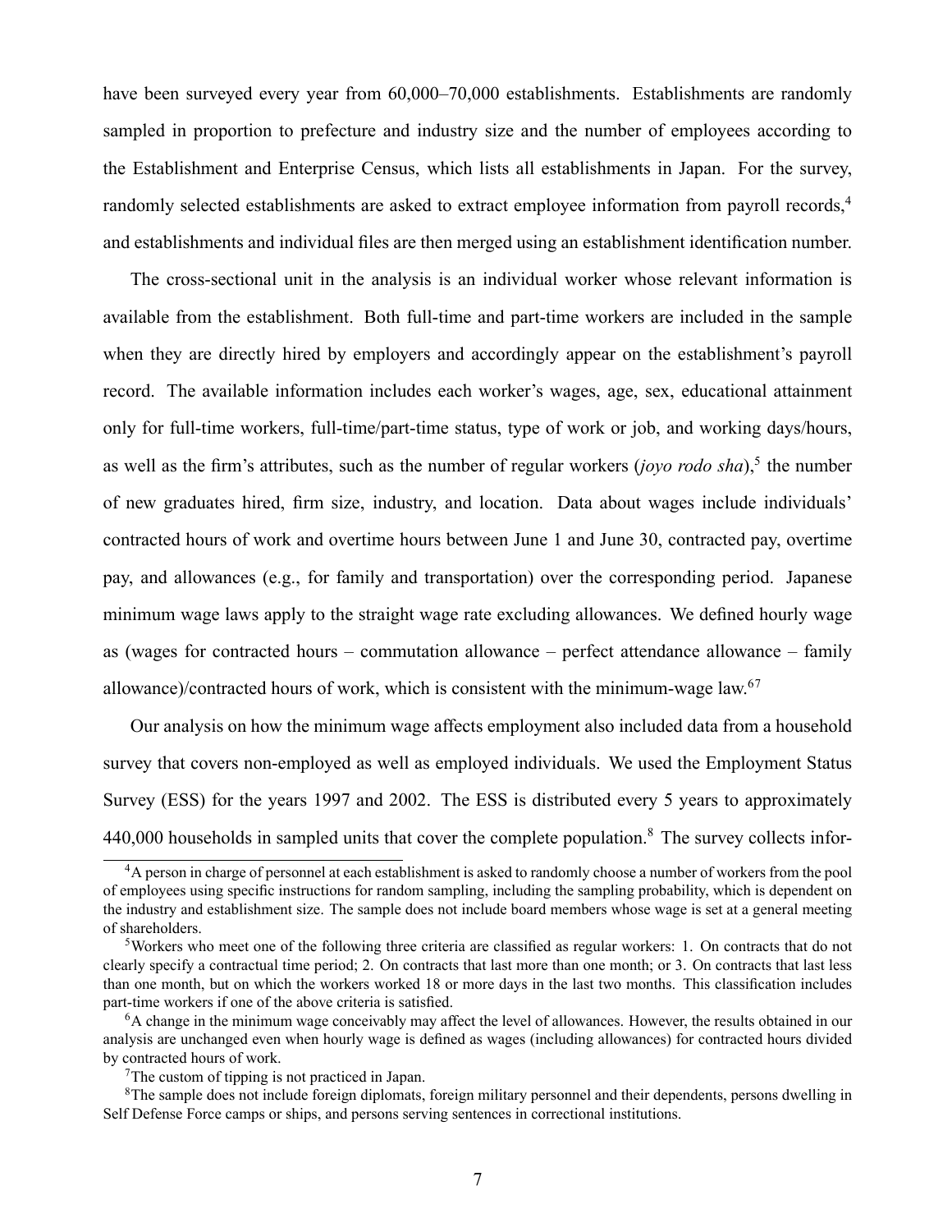have been surveyed every year from 60,000–70,000 establishments. Establishments are randomly sampled in proportion to prefecture and industry size and the number of employees according to the Establishment and Enterprise Census, which lists all establishments in Japan. For the survey, randomly selected establishments are asked to extract employee information from payroll records,[4] and establishments and individual files are then merged using an establishment identification number.

The cross-sectional unit in the analysis is an individual worker whose relevant information is available from the establishment. Both full-time and part-time workers are included in the sample when they are directly hired by employers and accordingly appear on the establishment's payroll record. The available information includes each worker's wages, age, sex, educational attainment only for full-time workers, full-time/part-time status, type of work or job, and working days/hours, as well as the firm's attributes, such as the number of regular workers (*joyo rodo sha*),[5] the number of new graduates hired, firm size, industry, and location. Data about wages include individuals' contracted hours of work and overtime hours between June 1 and June 30, contracted pay, overtime pay, and allowances (e.g., for family and transportation) over the corresponding period. Japanese minimum wage laws apply to the straight wage rate excluding allowances. We defined hourly wage as (wages for contracted hours – commutation allowance – perfect attendance allowance – family allowance)/contracted hours of work, which is consistent with the minimum-wage law.[6][7]

Our analysis on how the minimum wage affects employment also included data from a household survey that covers non-employed as well as employed individuals. We used the Employment Status Survey (ESS) for the years 1997 and 2002. The ESS is distributed every 5 years to approximately 440,000 households in sampled units that cover the complete population.[8] The survey collects infor-

---

[4] A person in charge of personnel at each establishment is asked to randomly choose a number of workers from the pool of employees using specific instructions for random sampling, including the sampling probability, which is dependent on the industry and establishment size. The sample does not include board members whose wage is set at a general meeting of shareholders.

[5] Workers who meet one of the following three criteria are classified as regular workers: 1. On contracts that do not clearly specify a contractual time period; 2. On contracts that last more than one month; or 3. On contracts that last less than one month, but on which the workers worked 18 or more days in the last two months. This classification includes part-time workers if one of the above criteria is satisfied.

[6] A change in the minimum wage conceivably may affect the level of allowances. However, the results obtained in our analysis are unchanged even when hourly wage is defined as wages (including allowances) for contracted hours divided by contracted hours of work.

[7] The custom of tipping is not practiced in Japan.

[8] The sample does not include foreign diplomats, foreign military personnel and their dependents, persons dwelling in Self Defense Force camps or ships, and persons serving sentences in correctional institutions.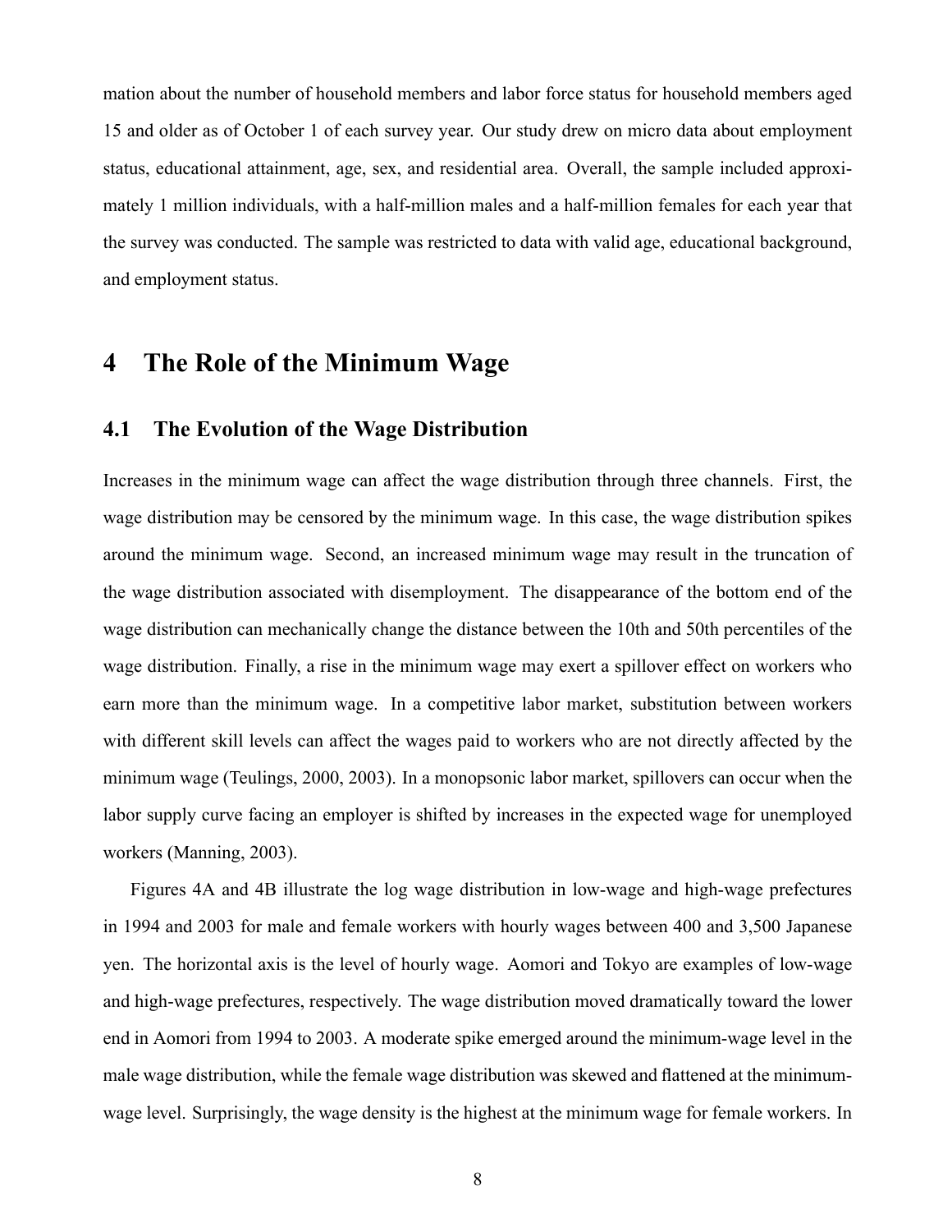mation about the number of household members and labor force status for household members aged 15 and older as of October 1 of each survey year. Our study drew on micro data about employment status, educational attainment, age, sex, and residential area. Overall, the sample included approximately 1 million individuals, with a half-million males and a half-million females for each year that the survey was conducted. The sample was restricted to data with valid age, educational background, and employment status.

# 4 The Role of the Minimum Wage

## 4.1 The Evolution of the Wage Distribution

Increases in the minimum wage can affect the wage distribution through three channels. First, the wage distribution may be censored by the minimum wage. In this case, the wage distribution spikes around the minimum wage. Second, an increased minimum wage may result in the truncation of the wage distribution associated with disemployment. The disappearance of the bottom end of the wage distribution can mechanically change the distance between the 10th and 50th percentiles of the wage distribution. Finally, a rise in the minimum wage may exert a spillover effect on workers who earn more than the minimum wage. In a competitive labor market, substitution between workers with different skill levels can affect the wages paid to workers who are not directly affected by the minimum wage (Teulings, 2000, 2003). In a monopsonic labor market, spillovers can occur when the labor supply curve facing an employer is shifted by increases in the expected wage for unemployed workers (Manning, 2003).

Figures 4A and 4B illustrate the log wage distribution in low-wage and high-wage prefectures in 1994 and 2003 for male and female workers with hourly wages between 400 and 3,500 Japanese yen. The horizontal axis is the level of hourly wage. Aomori and Tokyo are examples of low-wage and high-wage prefectures, respectively. The wage distribution moved dramatically toward the lower end in Aomori from 1994 to 2003. A moderate spike emerged around the minimum-wage level in the male wage distribution, while the female wage distribution was skewed and flattened at the minimum-wage level. Surprisingly, the wage density is the highest at the minimum wage for female workers. In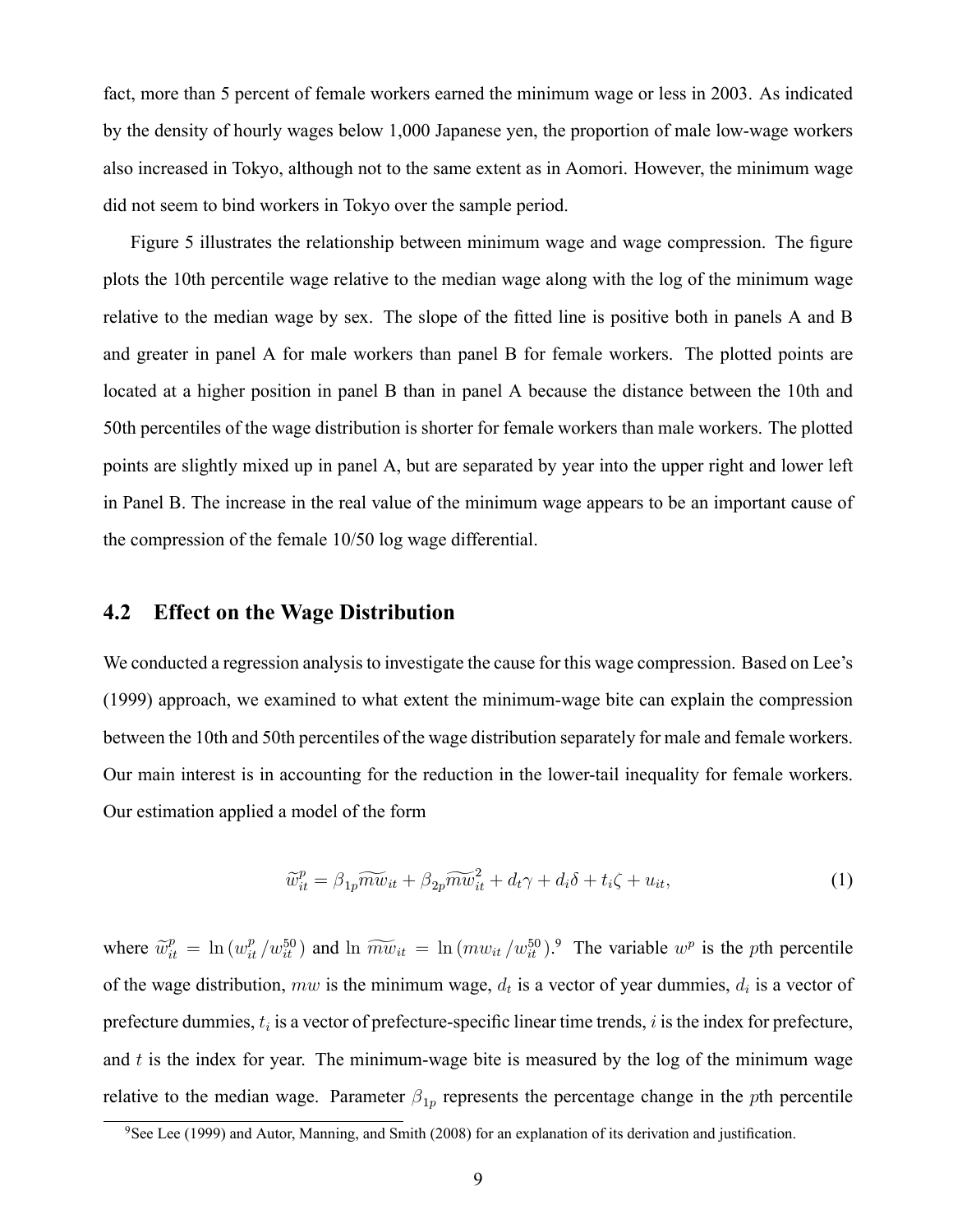fact, more than 5 percent of female workers earned the minimum wage or less in 2003. As indicated by the density of hourly wages below 1,000 Japanese yen, the proportion of male low-wage workers also increased in Tokyo, although not to the same extent as in Aomori. However, the minimum wage did not seem to bind workers in Tokyo over the sample period.

Figure 5 illustrates the relationship between minimum wage and wage compression. The figure plots the 10th percentile wage relative to the median wage along with the log of the minimum wage relative to the median wage by sex. The slope of the fitted line is positive both in panels A and B and greater in panel A for male workers than panel B for female workers. The plotted points are located at a higher position in panel B than in panel A because the distance between the 10th and 50th percentiles of the wage distribution is shorter for female workers than male workers. The plotted points are slightly mixed up in panel A, but are separated by year into the upper right and lower left in Panel B. The increase in the real value of the minimum wage appears to be an important cause of the compression of the female 10/50 log wage differential.

## 4.2 Effect on the Wage Distribution

We conducted a regression analysis to investigate the cause for this wage compression. Based on Lee's (1999) approach, we examined to what extent the minimum-wage bite can explain the compression between the 10th and 50th percentiles of the wage distribution separately for male and female workers. Our main interest is in accounting for the reduction in the lower-tail inequality for female workers. Our estimation applied a model of the form

$$\widetilde{w}_{it}^{p} = \beta_{1p}\widetilde{mw}_{it} + \beta_{2p}\widetilde{mw}_{it}^{2} + d_t\gamma + d_i\delta + t_i\zeta + u_{it}, \tag{1}$$

where $\widetilde{w}_{it}^{p} = \ln(w_{it}^{p}/w_{it}^{50})$ and $\ln\,\widetilde{mw}_{it} = \ln(mw_{it}/w_{it}^{50})$.[9] The variable $w^p$ is the $p$th percentile of the wage distribution, $mw$ is the minimum wage, $d_t$ is a vector of year dummies, $d_i$ is a vector of prefecture dummies, $t_i$ is a vector of prefecture-specific linear time trends, $i$ is the index for prefecture, and $t$ is the index for year. The minimum-wage bite is measured by the log of the minimum wage relative to the median wage. Parameter $\beta_{1p}$ represents the percentage change in the $p$th percentile

[9] See Lee (1999) and Autor, Manning, and Smith (2008) for an explanation of its derivation and justification.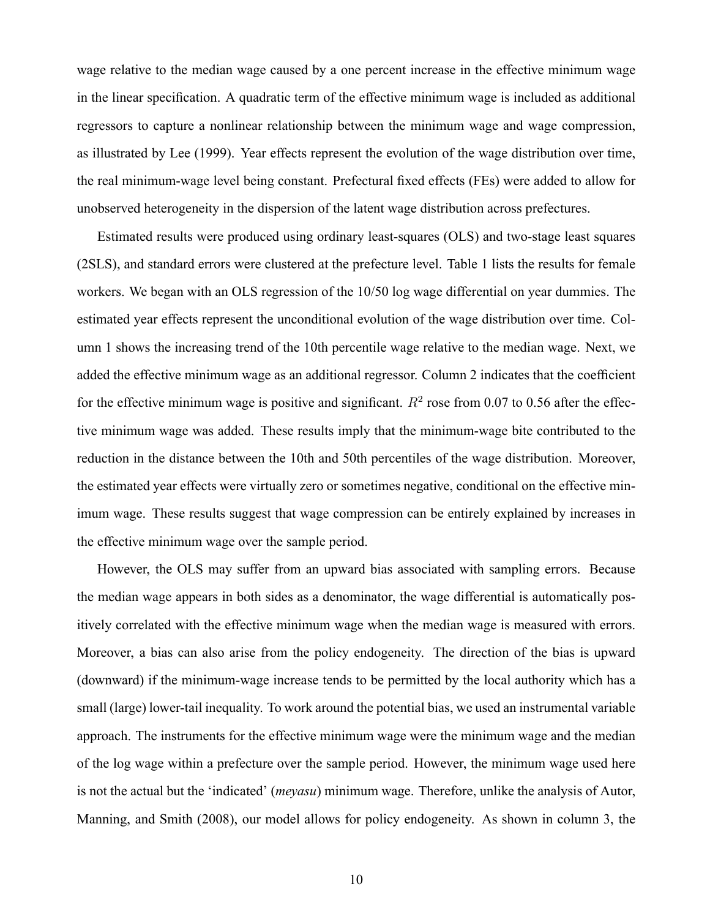wage relative to the median wage caused by a one percent increase in the effective minimum wage in the linear specification. A quadratic term of the effective minimum wage is included as additional regressors to capture a nonlinear relationship between the minimum wage and wage compression, as illustrated by Lee (1999). Year effects represent the evolution of the wage distribution over time, the real minimum-wage level being constant. Prefectural fixed effects (FEs) were added to allow for unobserved heterogeneity in the dispersion of the latent wage distribution across prefectures.

Estimated results were produced using ordinary least-squares (OLS) and two-stage least squares (2SLS), and standard errors were clustered at the prefecture level. Table 1 lists the results for female workers. We began with an OLS regression of the 10/50 log wage differential on year dummies. The estimated year effects represent the unconditional evolution of the wage distribution over time. Column 1 shows the increasing trend of the 10th percentile wage relative to the median wage. Next, we added the effective minimum wage as an additional regressor. Column 2 indicates that the coefficient for the effective minimum wage is positive and significant. $R^2$ rose from 0.07 to 0.56 after the effective minimum wage was added. These results imply that the minimum-wage bite contributed to the reduction in the distance between the 10th and 50th percentiles of the wage distribution. Moreover, the estimated year effects were virtually zero or sometimes negative, conditional on the effective minimum wage. These results suggest that wage compression can be entirely explained by increases in the effective minimum wage over the sample period.

However, the OLS may suffer from an upward bias associated with sampling errors. Because the median wage appears in both sides as a denominator, the wage differential is automatically positively correlated with the effective minimum wage when the median wage is measured with errors. Moreover, a bias can also arise from the policy endogeneity. The direction of the bias is upward (downward) if the minimum-wage increase tends to be permitted by the local authority which has a small (large) lower-tail inequality. To work around the potential bias, we used an instrumental variable approach. The instruments for the effective minimum wage were the minimum wage and the median of the log wage within a prefecture over the sample period. However, the minimum wage used here is not the actual but the 'indicated' (*meyasu*) minimum wage. Therefore, unlike the analysis of Autor, Manning, and Smith (2008), our model allows for policy endogeneity. As shown in column 3, the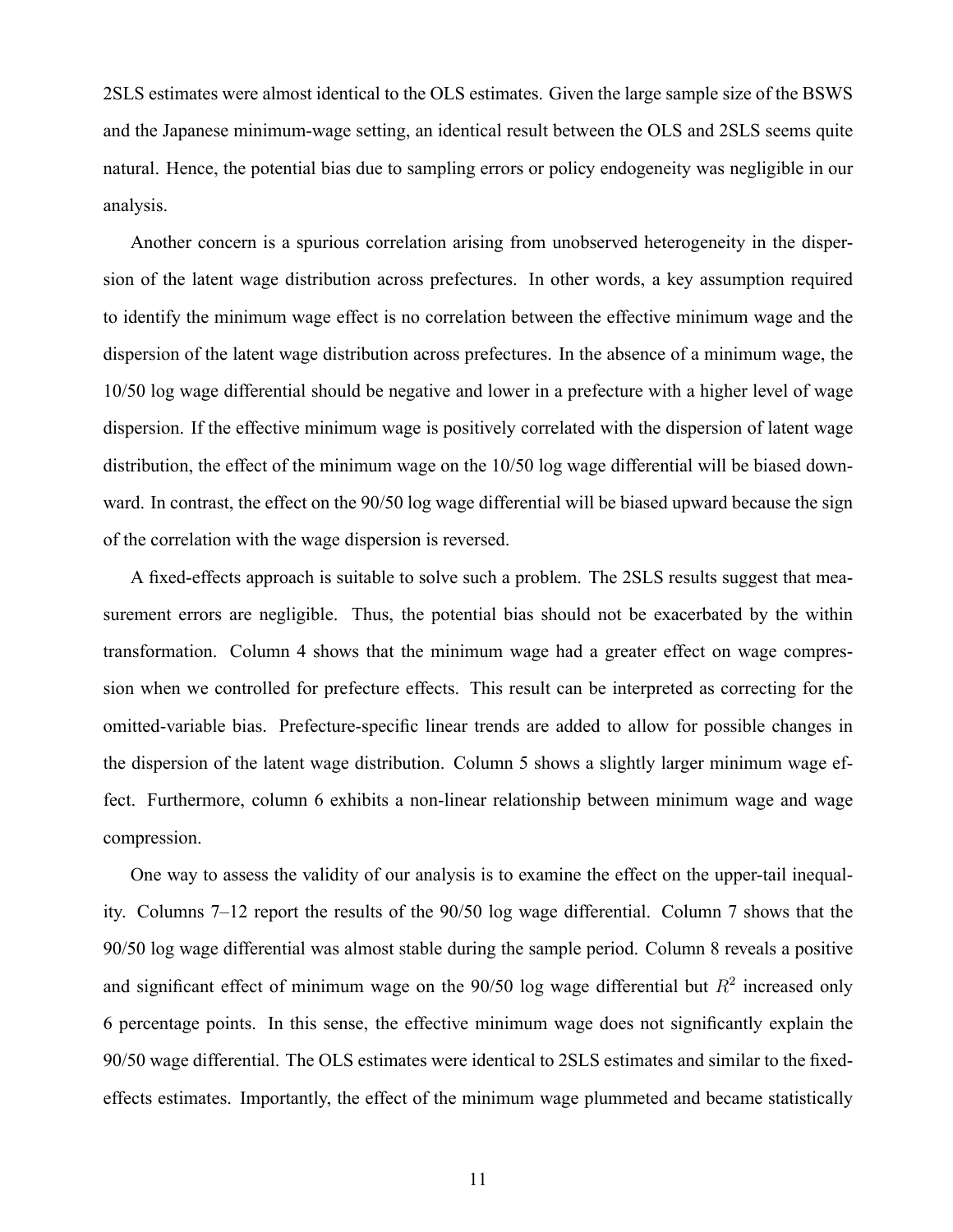2SLS estimates were almost identical to the OLS estimates. Given the large sample size of the BSWS and the Japanese minimum-wage setting, an identical result between the OLS and 2SLS seems quite natural. Hence, the potential bias due to sampling errors or policy endogeneity was negligible in our analysis.

Another concern is a spurious correlation arising from unobserved heterogeneity in the dispersion of the latent wage distribution across prefectures. In other words, a key assumption required to identify the minimum wage effect is no correlation between the effective minimum wage and the dispersion of the latent wage distribution across prefectures. In the absence of a minimum wage, the 10/50 log wage differential should be negative and lower in a prefecture with a higher level of wage dispersion. If the effective minimum wage is positively correlated with the dispersion of latent wage distribution, the effect of the minimum wage on the 10/50 log wage differential will be biased downward. In contrast, the effect on the 90/50 log wage differential will be biased upward because the sign of the correlation with the wage dispersion is reversed.

A fixed-effects approach is suitable to solve such a problem. The 2SLS results suggest that measurement errors are negligible. Thus, the potential bias should not be exacerbated by the within transformation. Column 4 shows that the minimum wage had a greater effect on wage compression when we controlled for prefecture effects. This result can be interpreted as correcting for the omitted-variable bias. Prefecture-specific linear trends are added to allow for possible changes in the dispersion of the latent wage distribution. Column 5 shows a slightly larger minimum wage effect. Furthermore, column 6 exhibits a non-linear relationship between minimum wage and wage compression.

One way to assess the validity of our analysis is to examine the effect on the upper-tail inequality. Columns 7–12 report the results of the 90/50 log wage differential. Column 7 shows that the 90/50 log wage differential was almost stable during the sample period. Column 8 reveals a positive and significant effect of minimum wage on the 90/50 log wage differential but $R^2$ increased only 6 percentage points. In this sense, the effective minimum wage does not significantly explain the 90/50 wage differential. The OLS estimates were identical to 2SLS estimates and similar to the fixed-effects estimates. Importantly, the effect of the minimum wage plummeted and became statistically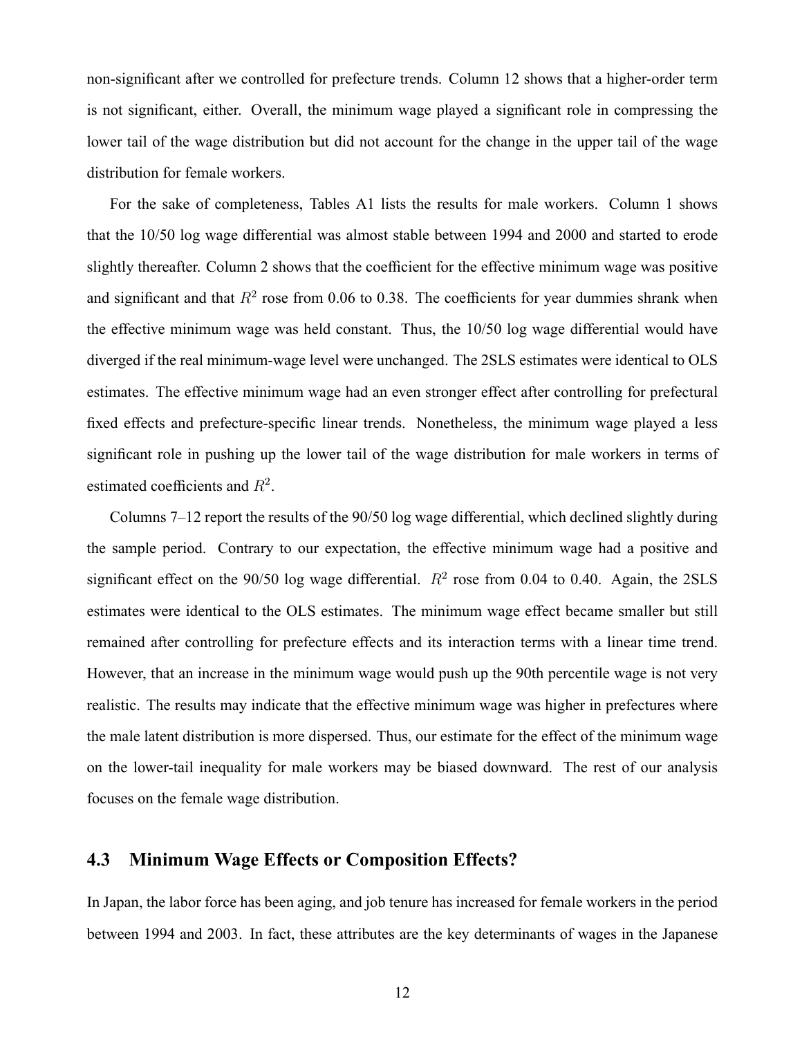non-significant after we controlled for prefecture trends. Column 12 shows that a higher-order term is not significant, either. Overall, the minimum wage played a significant role in compressing the lower tail of the wage distribution but did not account for the change in the upper tail of the wage distribution for female workers.

For the sake of completeness, Tables A1 lists the results for male workers. Column 1 shows that the 10/50 log wage differential was almost stable between 1994 and 2000 and started to erode slightly thereafter. Column 2 shows that the coefficient for the effective minimum wage was positive and significant and that $R^2$ rose from 0.06 to 0.38. The coefficients for year dummies shrank when the effective minimum wage was held constant. Thus, the 10/50 log wage differential would have diverged if the real minimum-wage level were unchanged. The 2SLS estimates were identical to OLS estimates. The effective minimum wage had an even stronger effect after controlling for prefectural fixed effects and prefecture-specific linear trends. Nonetheless, the minimum wage played a less significant role in pushing up the lower tail of the wage distribution for male workers in terms of estimated coefficients and $R^2$.

Columns 7–12 report the results of the 90/50 log wage differential, which declined slightly during the sample period. Contrary to our expectation, the effective minimum wage had a positive and significant effect on the 90/50 log wage differential. $R^2$ rose from 0.04 to 0.40. Again, the 2SLS estimates were identical to the OLS estimates. The minimum wage effect became smaller but still remained after controlling for prefecture effects and its interaction terms with a linear time trend. However, that an increase in the minimum wage would push up the 90th percentile wage is not very realistic. The results may indicate that the effective minimum wage was higher in prefectures where the male latent distribution is more dispersed. Thus, our estimate for the effect of the minimum wage on the lower-tail inequality for male workers may be biased downward. The rest of our analysis focuses on the female wage distribution.

## 4.3 Minimum Wage Effects or Composition Effects?

In Japan, the labor force has been aging, and job tenure has increased for female workers in the period between 1994 and 2003. In fact, these attributes are the key determinants of wages in the Japanese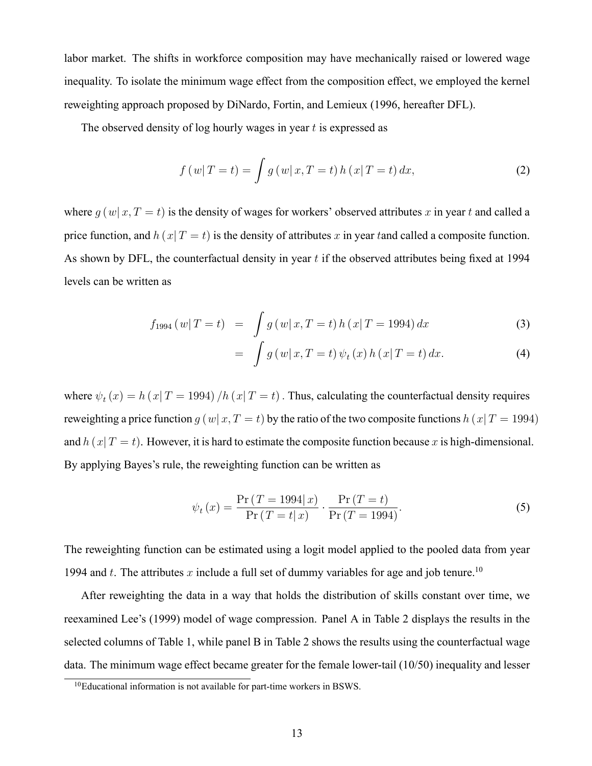labor market. The shifts in workforce composition may have mechanically raised or lowered wage inequality. To isolate the minimum wage effect from the composition effect, we employed the kernel reweighting approach proposed by DiNardo, Fortin, and Lemieux (1996, hereafter DFL).

The observed density of log hourly wages in year $t$ is expressed as

$$f\left(w \mid T=t\right)=\int g\left(w \mid x, T=t\right) h\left(x \mid T=t\right) dx, \tag{2}$$

where $g\left(w \mid x, T=t\right)$ is the density of wages for workers' observed attributes $x$ in year $t$ and called a price function, and $h\left(x \mid T=t\right)$ is the density of attributes $x$ in year $t$and called a composite function. As shown by DFL, the counterfactual density in year $t$ if the observed attributes being fixed at 1994 levels can be written as

$$\begin{aligned} f_{1994}\left(w \mid T=t\right) &= \int g\left(w \mid x, T=t\right) h\left(x \mid T=1994\right) dx \qquad (3) \\ &= \int g\left(w \mid x, T=t\right) \psi_t\left(x\right) h\left(x \mid T=t\right) dx. \qquad (4) \end{aligned}$$

where $\psi_t\left(x\right)=h\left(x \mid T=1994\right)/h\left(x \mid T=t\right)$. Thus, calculating the counterfactual density requires reweighting a price function $g\left(w \mid x, T=t\right)$ by the ratio of the two composite functions $h\left(x \mid T=1994\right)$ and $h\left(x \mid T=t\right)$. However, it is hard to estimate the composite function because $x$ is high-dimensional. By applying Bayes's rule, the reweighting function can be written as

$$\psi_t\left(x\right)=\frac{\Pr\left(T=1994 \mid x\right)}{\Pr\left(T=t \mid x\right)} \cdot \frac{\Pr\left(T=t\right)}{\Pr\left(T=1994\right)}. \tag{5}$$

The reweighting function can be estimated using a logit model applied to the pooled data from year 1994 and $t$. The attributes $x$ include a full set of dummy variables for age and job tenure.[10]

After reweighting the data in a way that holds the distribution of skills constant over time, we reexamined Lee's (1999) model of wage compression. Panel A in Table 2 displays the results in the selected columns of Table 1, while panel B in Table 2 shows the results using the counterfactual wage data. The minimum wage effect became greater for the female lower-tail (10/50) inequality and lesser

[10] Educational information is not available for part-time workers in BSWS.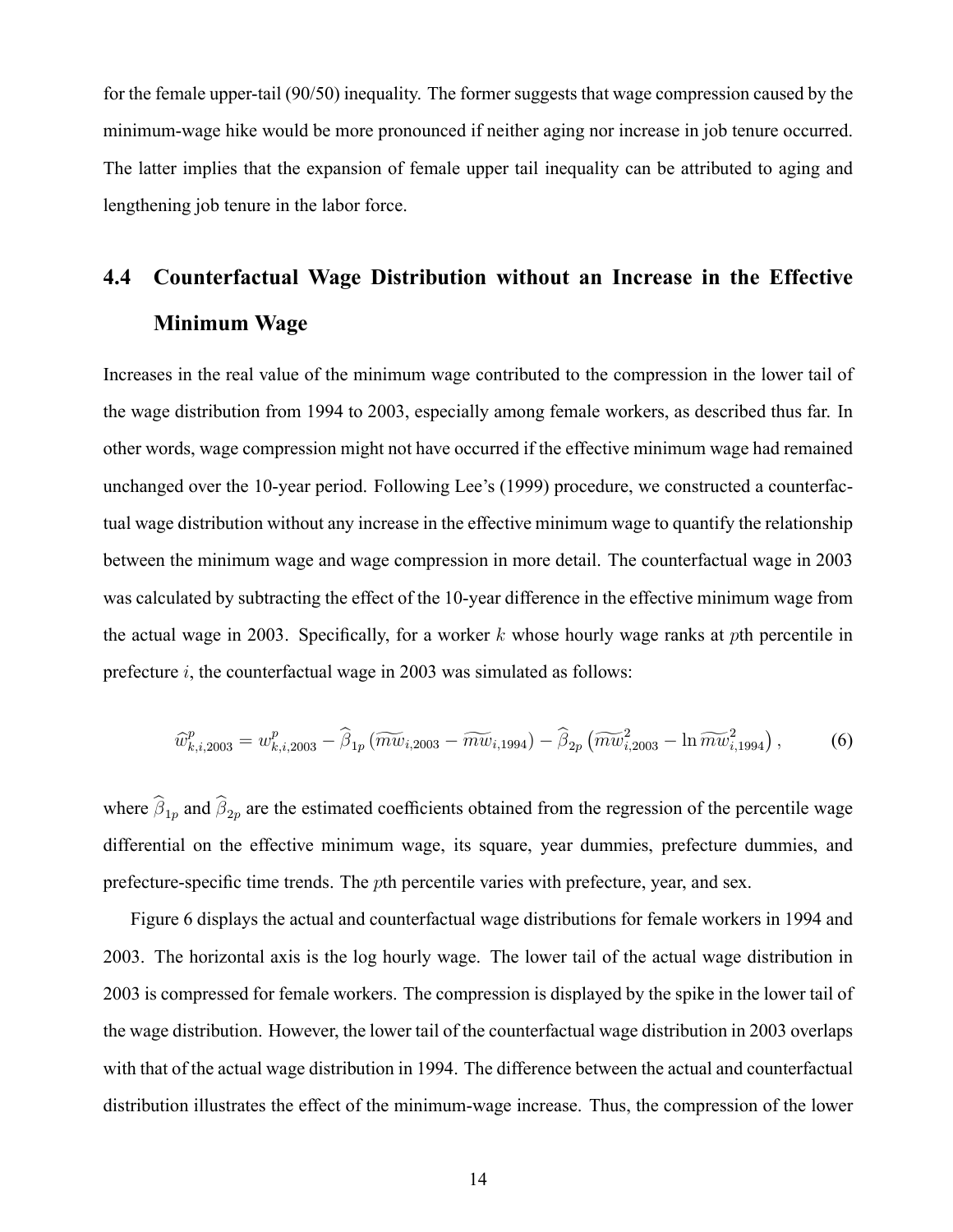for the female upper-tail (90/50) inequality. The former suggests that wage compression caused by the minimum-wage hike would be more pronounced if neither aging nor increase in job tenure occurred. The latter implies that the expansion of female upper tail inequality can be attributed to aging and lengthening job tenure in the labor force.

## 4.4 Counterfactual Wage Distribution without an Increase in the Effective Minimum Wage

Increases in the real value of the minimum wage contributed to the compression in the lower tail of the wage distribution from 1994 to 2003, especially among female workers, as described thus far. In other words, wage compression might not have occurred if the effective minimum wage had remained unchanged over the 10-year period. Following Lee's (1999) procedure, we constructed a counterfactual wage distribution without any increase in the effective minimum wage to quantify the relationship between the minimum wage and wage compression in more detail. The counterfactual wage in 2003 was calculated by subtracting the effect of the 10-year difference in the effective minimum wage from the actual wage in 2003. Specifically, for a worker $k$ whose hourly wage ranks at $p$th percentile in prefecture $i$, the counterfactual wage in 2003 was simulated as follows:

$$\widehat{w}^{p}_{k,i,2003} = w^{p}_{k,i,2003} - \widehat{\beta}_{1p}\left(\widetilde{mw}_{i,2003} - \widetilde{mw}_{i,1994}\right) - \widehat{\beta}_{2p}\left(\widetilde{mw}^{2}_{i,2003} - \ln \widetilde{mw}^{2}_{i,1994}\right), \tag{6}$$

where $\widehat{\beta}_{1p}$ and $\widehat{\beta}_{2p}$ are the estimated coefficients obtained from the regression of the percentile wage differential on the effective minimum wage, its square, year dummies, prefecture dummies, and prefecture-specific time trends. The $p$th percentile varies with prefecture, year, and sex.

Figure 6 displays the actual and counterfactual wage distributions for female workers in 1994 and 2003. The horizontal axis is the log hourly wage. The lower tail of the actual wage distribution in 2003 is compressed for female workers. The compression is displayed by the spike in the lower tail of the wage distribution. However, the lower tail of the counterfactual wage distribution in 2003 overlaps with that of the actual wage distribution in 1994. The difference between the actual and counterfactual distribution illustrates the effect of the minimum-wage increase. Thus, the compression of the lower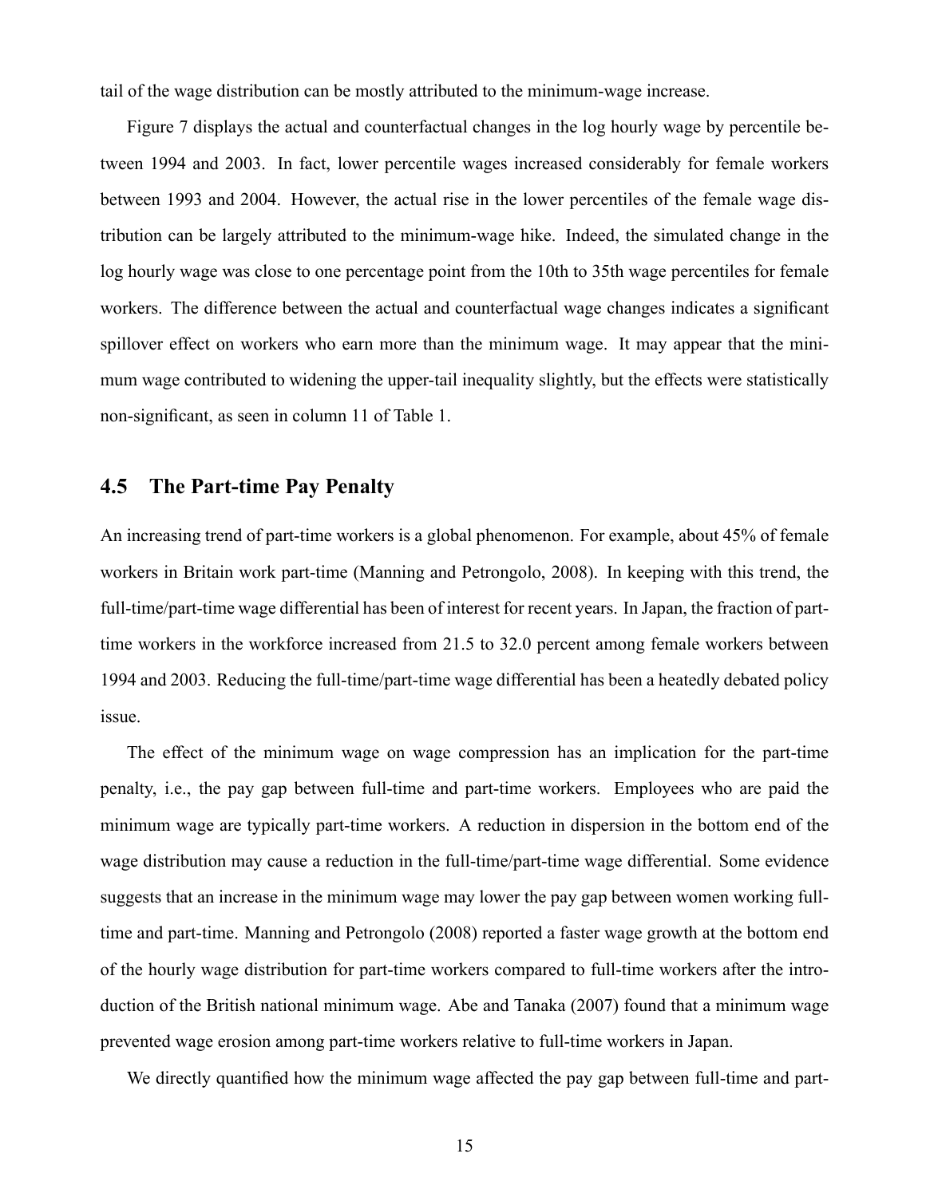tail of the wage distribution can be mostly attributed to the minimum-wage increase.

Figure 7 displays the actual and counterfactual changes in the log hourly wage by percentile between 1994 and 2003. In fact, lower percentile wages increased considerably for female workers between 1993 and 2004. However, the actual rise in the lower percentiles of the female wage distribution can be largely attributed to the minimum-wage hike. Indeed, the simulated change in the log hourly wage was close to one percentage point from the 10th to 35th wage percentiles for female workers. The difference between the actual and counterfactual wage changes indicates a significant spillover effect on workers who earn more than the minimum wage. It may appear that the minimum wage contributed to widening the upper-tail inequality slightly, but the effects were statistically non-significant, as seen in column 11 of Table 1.

## 4.5 The Part-time Pay Penalty

An increasing trend of part-time workers is a global phenomenon. For example, about 45% of female workers in Britain work part-time (Manning and Petrongolo, 2008). In keeping with this trend, the full-time/part-time wage differential has been of interest for recent years. In Japan, the fraction of part-time workers in the workforce increased from 21.5 to 32.0 percent among female workers between 1994 and 2003. Reducing the full-time/part-time wage differential has been a heatedly debated policy issue.

The effect of the minimum wage on wage compression has an implication for the part-time penalty, i.e., the pay gap between full-time and part-time workers. Employees who are paid the minimum wage are typically part-time workers. A reduction in dispersion in the bottom end of the wage distribution may cause a reduction in the full-time/part-time wage differential. Some evidence suggests that an increase in the minimum wage may lower the pay gap between women working full-time and part-time. Manning and Petrongolo (2008) reported a faster wage growth at the bottom end of the hourly wage distribution for part-time workers compared to full-time workers after the introduction of the British national minimum wage. Abe and Tanaka (2007) found that a minimum wage prevented wage erosion among part-time workers relative to full-time workers in Japan.

We directly quantified how the minimum wage affected the pay gap between full-time and part-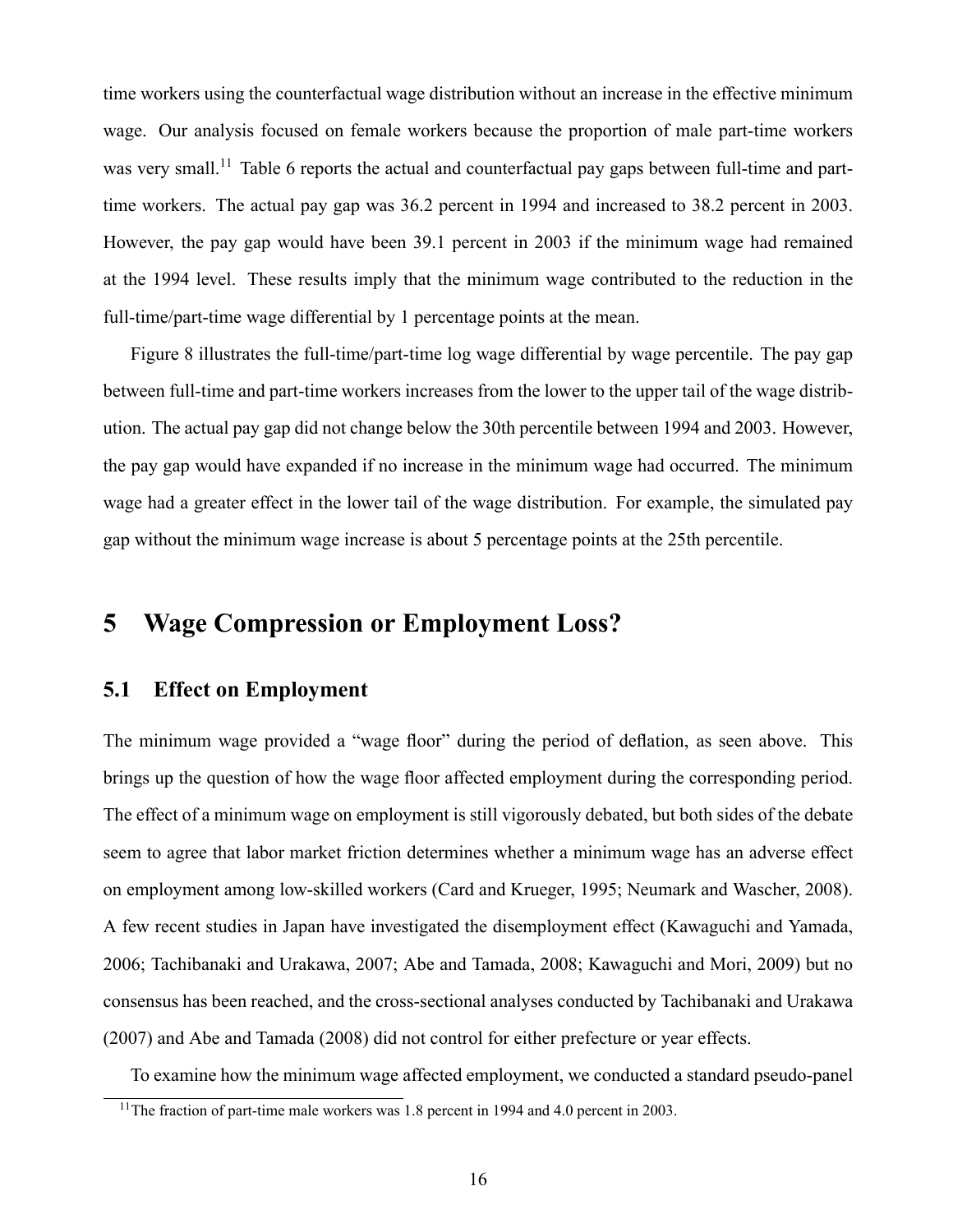time workers using the counterfactual wage distribution without an increase in the effective minimum wage. Our analysis focused on female workers because the proportion of male part-time workers was very small.[11] Table 6 reports the actual and counterfactual pay gaps between full-time and part-time workers. The actual pay gap was 36.2 percent in 1994 and increased to 38.2 percent in 2003. However, the pay gap would have been 39.1 percent in 2003 if the minimum wage had remained at the 1994 level. These results imply that the minimum wage contributed to the reduction in the full-time/part-time wage differential by 1 percentage points at the mean.

Figure 8 illustrates the full-time/part-time log wage differential by wage percentile. The pay gap between full-time and part-time workers increases from the lower to the upper tail of the wage distribution. The actual pay gap did not change below the 30th percentile between 1994 and 2003. However, the pay gap would have expanded if no increase in the minimum wage had occurred. The minimum wage had a greater effect in the lower tail of the wage distribution. For example, the simulated pay gap without the minimum wage increase is about 5 percentage points at the 25th percentile.

# 5 Wage Compression or Employment Loss?

## 5.1 Effect on Employment

The minimum wage provided a "wage floor" during the period of deflation, as seen above. This brings up the question of how the wage floor affected employment during the corresponding period. The effect of a minimum wage on employment is still vigorously debated, but both sides of the debate seem to agree that labor market friction determines whether a minimum wage has an adverse effect on employment among low-skilled workers (Card and Krueger, 1995; Neumark and Wascher, 2008). A few recent studies in Japan have investigated the disemployment effect (Kawaguchi and Yamada, 2006; Tachibanaki and Urakawa, 2007; Abe and Tamada, 2008; Kawaguchi and Mori, 2009) but no consensus has been reached, and the cross-sectional analyses conducted by Tachibanaki and Urakawa (2007) and Abe and Tamada (2008) did not control for either prefecture or year effects.

To examine how the minimum wage affected employment, we conducted a standard pseudo-panel

[11] The fraction of part-time male workers was 1.8 percent in 1994 and 4.0 percent in 2003.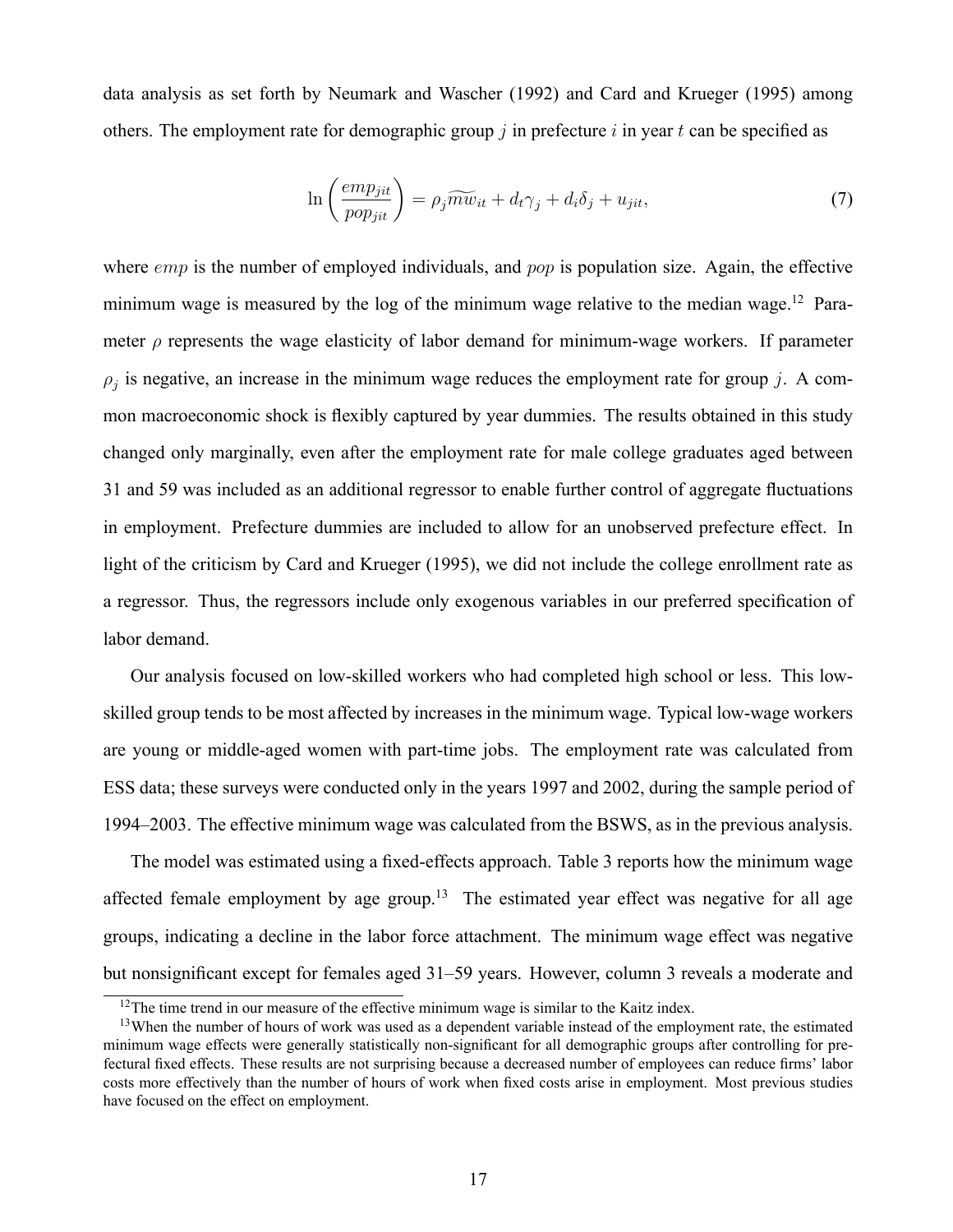data analysis as set forth by Neumark and Wascher (1992) and Card and Krueger (1995) among others. The employment rate for demographic group $j$ in prefecture $i$ in year $t$ can be specified as

$$\ln\left(\frac{emp_{jit}}{pop_{jit}}\right) = \rho_j \widetilde{mw}_{it} + d_t \gamma_j + d_i \delta_j + u_{jit}, \tag{7}$$

where $emp$ is the number of employed individuals, and $pop$ is population size. Again, the effective minimum wage is measured by the log of the minimum wage relative to the median wage.[12] Parameter $\rho$ represents the wage elasticity of labor demand for minimum-wage workers. If parameter $\rho_j$ is negative, an increase in the minimum wage reduces the employment rate for group $j$. A common macroeconomic shock is flexibly captured by year dummies. The results obtained in this study changed only marginally, even after the employment rate for male college graduates aged between 31 and 59 was included as an additional regressor to enable further control of aggregate fluctuations in employment. Prefecture dummies are included to allow for an unobserved prefecture effect. In light of the criticism by Card and Krueger (1995), we did not include the college enrollment rate as a regressor. Thus, the regressors include only exogenous variables in our preferred specification of labor demand.

Our analysis focused on low-skilled workers who had completed high school or less. This low-skilled group tends to be most affected by increases in the minimum wage. Typical low-wage workers are young or middle-aged women with part-time jobs. The employment rate was calculated from ESS data; these surveys were conducted only in the years 1997 and 2002, during the sample period of 1994–2003. The effective minimum wage was calculated from the BSWS, as in the previous analysis.

The model was estimated using a fixed-effects approach. Table 3 reports how the minimum wage affected female employment by age group.[13] The estimated year effect was negative for all age groups, indicating a decline in the labor force attachment. The minimum wage effect was negative but nonsignificant except for females aged 31–59 years. However, column 3 reveals a moderate and

[12] The time trend in our measure of the effective minimum wage is similar to the Kaitz index.

[13] When the number of hours of work was used as a dependent variable instead of the employment rate, the estimated minimum wage effects were generally statistically non-significant for all demographic groups after controlling for prefectural fixed effects. These results are not surprising because a decreased number of employees can reduce firms' labor costs more effectively than the number of hours of work when fixed costs arise in employment. Most previous studies have focused on the effect on employment.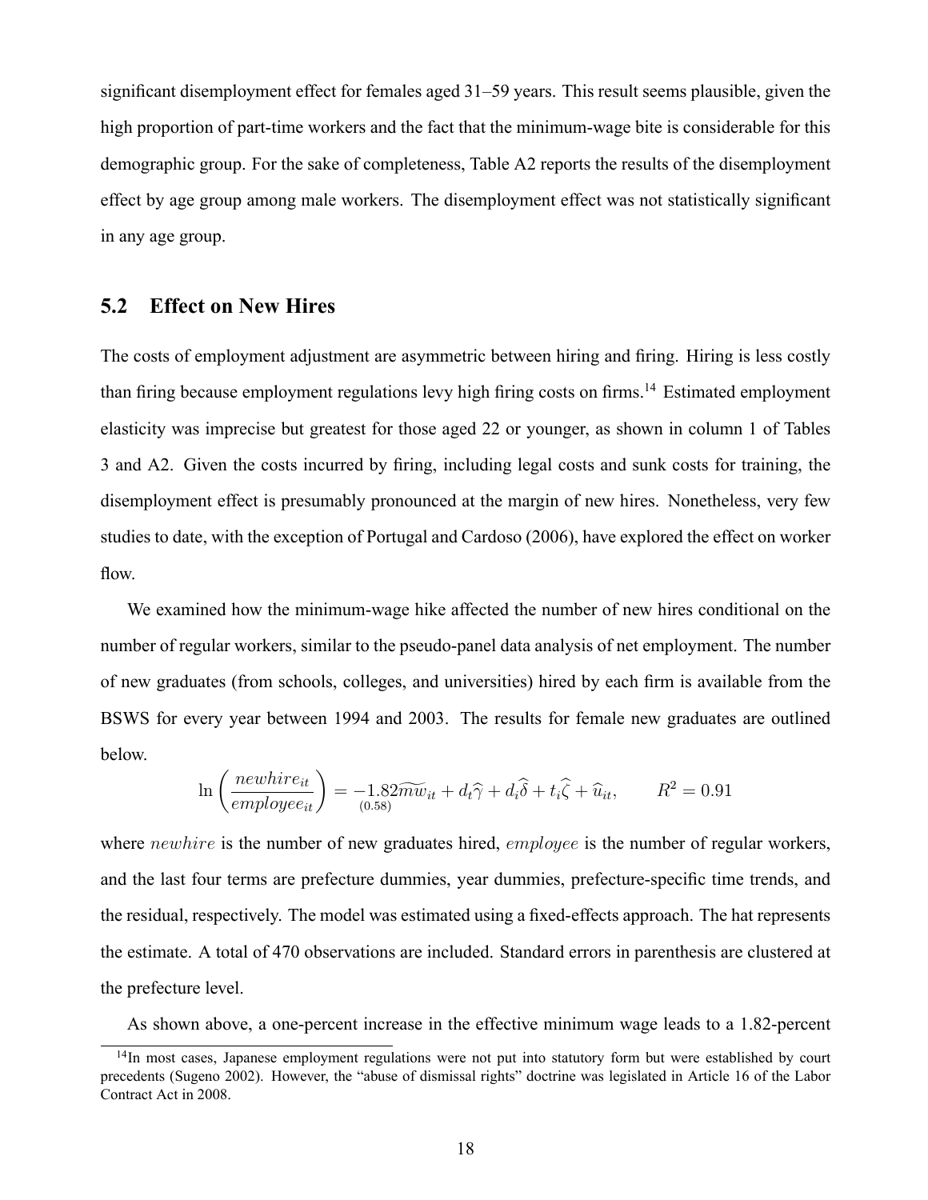significant disemployment effect for females aged 31–59 years. This result seems plausible, given the high proportion of part-time workers and the fact that the minimum-wage bite is considerable for this demographic group. For the sake of completeness, Table A2 reports the results of the disemployment effect by age group among male workers. The disemployment effect was not statistically significant in any age group.

## 5.2 Effect on New Hires

The costs of employment adjustment are asymmetric between hiring and firing. Hiring is less costly than firing because employment regulations levy high firing costs on firms.[14] Estimated employment elasticity was imprecise but greatest for those aged 22 or younger, as shown in column 1 of Tables 3 and A2. Given the costs incurred by firing, including legal costs and sunk costs for training, the disemployment effect is presumably pronounced at the margin of new hires. Nonetheless, very few studies to date, with the exception of Portugal and Cardoso (2006), have explored the effect on worker flow.

We examined how the minimum-wage hike affected the number of new hires conditional on the number of regular workers, similar to the pseudo-panel data analysis of net employment. The number of new graduates (from schools, colleges, and universities) hired by each firm is available from the BSWS for every year between 1994 and 2003. The results for female new graduates are outlined below.

$$\ln\left(\frac{newhire_{it}}{employee_{it}}\right) = \underset{(0.58)}{-1.82}\widetilde{mw}_{it} + d_t\widehat{\gamma} + d_i\widehat{\delta} + t_i\widehat{\zeta} + \widehat{u}_{it}, \qquad R^2 = 0.91$$

where $newhire$ is the number of new graduates hired, $employee$ is the number of regular workers, and the last four terms are prefecture dummies, year dummies, prefecture-specific time trends, and the residual, respectively. The model was estimated using a fixed-effects approach. The hat represents the estimate. A total of 470 observations are included. Standard errors in parenthesis are clustered at the prefecture level.

As shown above, a one-percent increase in the effective minimum wage leads to a 1.82-percent

[14] In most cases, Japanese employment regulations were not put into statutory form but were established by court precedents (Sugeno 2002). However, the "abuse of dismissal rights" doctrine was legislated in Article 16 of the Labor Contract Act in 2008.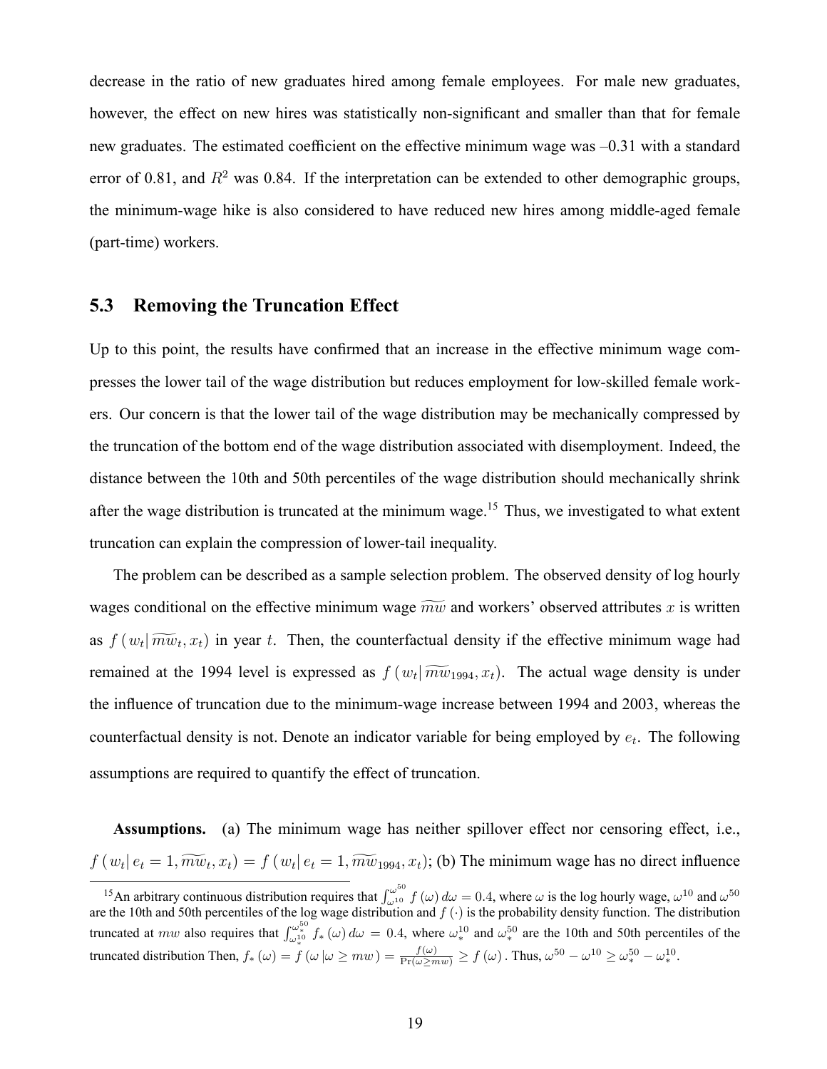decrease in the ratio of new graduates hired among female employees. For male new graduates, however, the effect on new hires was statistically non-significant and smaller than that for female new graduates. The estimated coefficient on the effective minimum wage was –0.31 with a standard error of 0.81, and $R^2$ was 0.84. If the interpretation can be extended to other demographic groups, the minimum-wage hike is also considered to have reduced new hires among middle-aged female (part-time) workers.

## 5.3 Removing the Truncation Effect

Up to this point, the results have confirmed that an increase in the effective minimum wage compresses the lower tail of the wage distribution but reduces employment for low-skilled female workers. Our concern is that the lower tail of the wage distribution may be mechanically compressed by the truncation of the bottom end of the wage distribution associated with disemployment. Indeed, the distance between the 10th and 50th percentiles of the wage distribution should mechanically shrink after the wage distribution is truncated at the minimum wage.[15] Thus, we investigated to what extent truncation can explain the compression of lower-tail inequality.

The problem can be described as a sample selection problem. The observed density of log hourly wages conditional on the effective minimum wage $\widetilde{mw}$ and workers' observed attributes $x$ is written as $f\left(w_t \middle| \widetilde{mw}_t, x_t\right)$ in year $t$. Then, the counterfactual density if the effective minimum wage had remained at the 1994 level is expressed as $f\left(w_t \middle| \widetilde{mw}_{1994}, x_t\right)$. The actual wage density is under the influence of truncation due to the minimum-wage increase between 1994 and 2003, whereas the counterfactual density is not. Denote an indicator variable for being employed by $e_t$. The following assumptions are required to quantify the effect of truncation.

**Assumptions.** (a) The minimum wage has neither spillover effect nor censoring effect, i.e., $f\left(w_t \middle| e_t = 1, \widetilde{mw}_t, x_t\right) = f\left(w_t \middle| e_t = 1, \widetilde{mw}_{1994}, x_t\right)$; (b) The minimum wage has no direct influence

[15] An arbitrary continuous distribution requires that $\int_{\omega^{10}}^{\omega^{50}} f(\omega)\, d\omega = 0.4$, where $\omega$ is the log hourly wage, $\omega^{10}$ and $\omega^{50}$ are the 10th and 50th percentiles of the log wage distribution and $f(\cdot)$ is the probability density function. The distribution truncated at $mw$ also requires that $\int_{\omega_*^{10}}^{\omega_*^{50}} f_*(\omega)\, d\omega = 0.4$, where $\omega_*^{10}$ and $\omega_*^{50}$ are the 10th and 50th percentiles of the truncated distribution Then, $f_*(\omega) = f(\omega \,|\omega \geq mw) = \frac{f(\omega)}{\Pr(\omega \geq mw)} \geq f(\omega)$. Thus, $\omega^{50} - \omega^{10} \geq \omega_*^{50} - \omega_*^{10}$.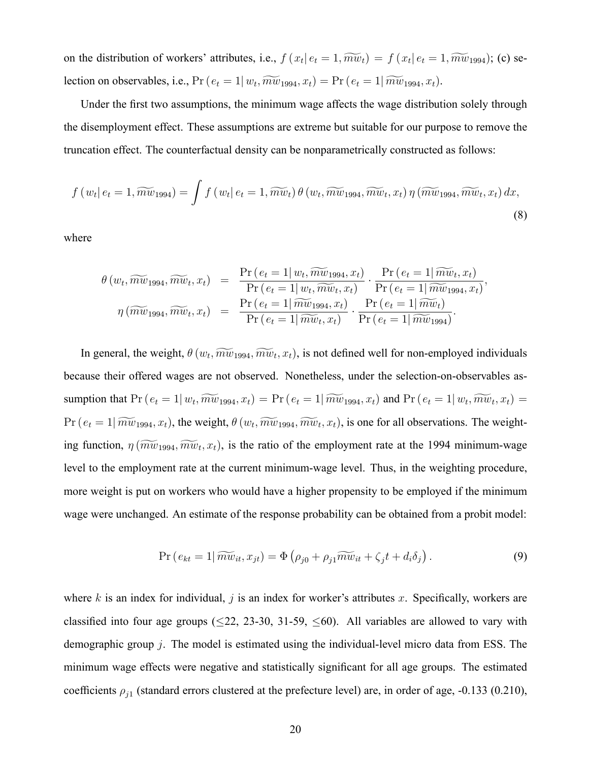on the distribution of workers' attributes, i.e., $f\left(x_t | e_t = 1, \widetilde{mw}_t\right) = f\left(x_t | e_t = 1, \widetilde{mw}_{1994}\right)$; (c) selection on observables, i.e., $\Pr\left(e_t = 1 | w_t, \widetilde{mw}_{1994}, x_t\right) = \Pr\left(e_t = 1 | \widetilde{mw}_{1994}, x_t\right)$.

Under the first two assumptions, the minimum wage affects the wage distribution solely through the disemployment effect. These assumptions are extreme but suitable for our purpose to remove the truncation effect. The counterfactual density can be nonparametrically constructed as follows:

$$f\left(w_t | e_t = 1, \widetilde{mw}_{1994}\right) = \int f\left(w_t | e_t = 1, \widetilde{mw}_t\right) \theta\left(w_t, \widetilde{mw}_{1994}, \widetilde{mw}_t, x_t\right) \eta\left(\widetilde{mw}_{1994}, \widetilde{mw}_t, x_t\right) dx, \tag{8}$$

where

$$\begin{aligned}
\theta\left(w_t, \widetilde{mw}_{1994}, \widetilde{mw}_t, x_t\right) &= \frac{\Pr\left(e_t = 1 | w_t, \widetilde{mw}_{1994}, x_t\right)}{\Pr\left(e_t = 1 | w_t, \widetilde{mw}_t, x_t\right)} \cdot \frac{\Pr\left(e_t = 1 | \widetilde{mw}_t, x_t\right)}{\Pr\left(e_t = 1 | \widetilde{mw}_{1994}, x_t\right)}, \\
\eta\left(\widetilde{mw}_{1994}, \widetilde{mw}_t, x_t\right) &= \frac{\Pr\left(e_t = 1 | \widetilde{mw}_{1994}, x_t\right)}{\Pr\left(e_t = 1 | \widetilde{mw}_t, x_t\right)} \cdot \frac{\Pr\left(e_t = 1 | \widetilde{mw}_t\right)}{\Pr\left(e_t = 1 | \widetilde{mw}_{1994}\right)}.
\end{aligned}$$

In general, the weight, $\theta\left(w_t, \widetilde{mw}_{1994}, \widetilde{mw}_t, x_t\right)$, is not defined well for non-employed individuals because their offered wages are not observed. Nonetheless, under the selection-on-observables assumption that $\Pr\left(e_t = 1 | w_t, \widetilde{mw}_{1994}, x_t\right) = \Pr\left(e_t = 1 | \widetilde{mw}_{1994}, x_t\right)$ and $\Pr\left(e_t = 1 | w_t, \widetilde{mw}_t, x_t\right) = \Pr\left(e_t = 1 | \widetilde{mw}_{1994}, x_t\right)$, the weight, $\theta\left(w_t, \widetilde{mw}_{1994}, \widetilde{mw}_t, x_t\right)$, is one for all observations. The weighting function, $\eta\left(\widetilde{mw}_{1994}, \widetilde{mw}_t, x_t\right)$, is the ratio of the employment rate at the 1994 minimum-wage level to the employment rate at the current minimum-wage level. Thus, in the weighting procedure, more weight is put on workers who would have a higher propensity to be employed if the minimum wage were unchanged. An estimate of the response probability can be obtained from a probit model:

$$\Pr\left(e_{kt} = 1 | \widetilde{mw}_{it}, x_{jt}\right) = \Phi\left(\rho_{j0} + \rho_{j1}\widetilde{mw}_{it} + \zeta_j t + d_i \delta_j\right). \tag{9}$$

where $k$ is an index for individual, $j$ is an index for worker's attributes $x$. Specifically, workers are classified into four age groups ($\leq$22, 23-30, 31-59, $\leq$60). All variables are allowed to vary with demographic group $j$. The model is estimated using the individual-level micro data from ESS. The minimum wage effects were negative and statistically significant for all age groups. The estimated coefficients $\rho_{j1}$ (standard errors clustered at the prefecture level) are, in order of age, -0.133 (0.210),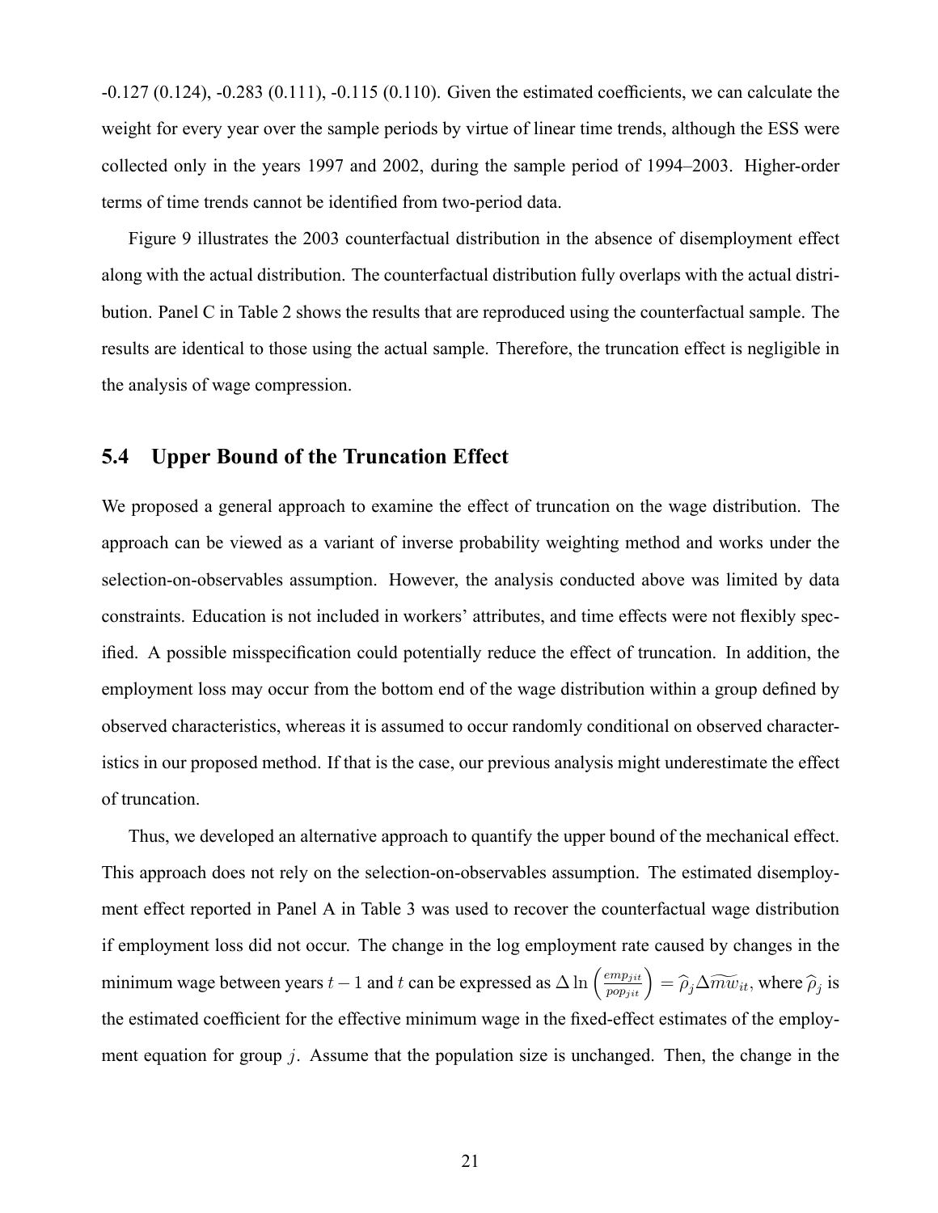-0.127 (0.124), -0.283 (0.111), -0.115 (0.110). Given the estimated coefficients, we can calculate the weight for every year over the sample periods by virtue of linear time trends, although the ESS were collected only in the years 1997 and 2002, during the sample period of 1994–2003. Higher-order terms of time trends cannot be identified from two-period data.

Figure 9 illustrates the 2003 counterfactual distribution in the absence of disemployment effect along with the actual distribution. The counterfactual distribution fully overlaps with the actual distribution. Panel C in Table 2 shows the results that are reproduced using the counterfactual sample. The results are identical to those using the actual sample. Therefore, the truncation effect is negligible in the analysis of wage compression.

## 5.4 Upper Bound of the Truncation Effect

We proposed a general approach to examine the effect of truncation on the wage distribution. The approach can be viewed as a variant of inverse probability weighting method and works under the selection-on-observables assumption. However, the analysis conducted above was limited by data constraints. Education is not included in workers' attributes, and time effects were not flexibly specified. A possible misspecification could potentially reduce the effect of truncation. In addition, the employment loss may occur from the bottom end of the wage distribution within a group defined by observed characteristics, whereas it is assumed to occur randomly conditional on observed characteristics in our proposed method. If that is the case, our previous analysis might underestimate the effect of truncation.

Thus, we developed an alternative approach to quantify the upper bound of the mechanical effect. This approach does not rely on the selection-on-observables assumption. The estimated disemployment effect reported in Panel A in Table 3 was used to recover the counterfactual wage distribution if employment loss did not occur. The change in the log employment rate caused by changes in the minimum wage between years $t-1$ and $t$ can be expressed as $\Delta \ln \left( \frac{emp_{jit}}{pop_{jit}} \right) = \widehat{\rho}_j \Delta \widetilde{mw}_{it}$, where $\widehat{\rho}_j$ is the estimated coefficient for the effective minimum wage in the fixed-effect estimates of the employment equation for group $j$. Assume that the population size is unchanged. Then, the change in the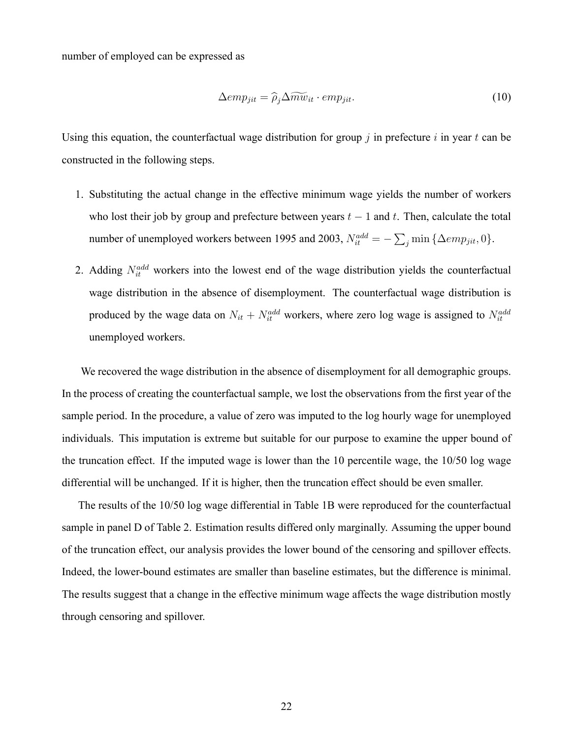number of employed can be expressed as

$$\Delta emp_{jit} = \widehat{\rho}_j \Delta \widetilde{mw}_{it} \cdot emp_{jit}. \tag{10}$$

Using this equation, the counterfactual wage distribution for group $j$ in prefecture $i$ in year $t$ can be constructed in the following steps.

1. Substituting the actual change in the effective minimum wage yields the number of workers who lost their job by group and prefecture between years $t-1$ and $t$. Then, calculate the total number of unemployed workers between 1995 and 2003, $N_{it}^{add} = -\sum_j \min\{\Delta emp_{jit}, 0\}$.

2. Adding $N_{it}^{add}$ workers into the lowest end of the wage distribution yields the counterfactual wage distribution in the absence of disemployment. The counterfactual wage distribution is produced by the wage data on $N_{it} + N_{it}^{add}$ workers, where zero log wage is assigned to $N_{it}^{add}$ unemployed workers.

We recovered the wage distribution in the absence of disemployment for all demographic groups. In the process of creating the counterfactual sample, we lost the observations from the first year of the sample period. In the procedure, a value of zero was imputed to the log hourly wage for unemployed individuals. This imputation is extreme but suitable for our purpose to examine the upper bound of the truncation effect. If the imputed wage is lower than the 10 percentile wage, the 10/50 log wage differential will be unchanged. If it is higher, then the truncation effect should be even smaller.

The results of the 10/50 log wage differential in Table 1B were reproduced for the counterfactual sample in panel D of Table 2. Estimation results differed only marginally. Assuming the upper bound of the truncation effect, our analysis provides the lower bound of the censoring and spillover effects. Indeed, the lower-bound estimates are smaller than baseline estimates, but the difference is minimal. The results suggest that a change in the effective minimum wage affects the wage distribution mostly through censoring and spillover.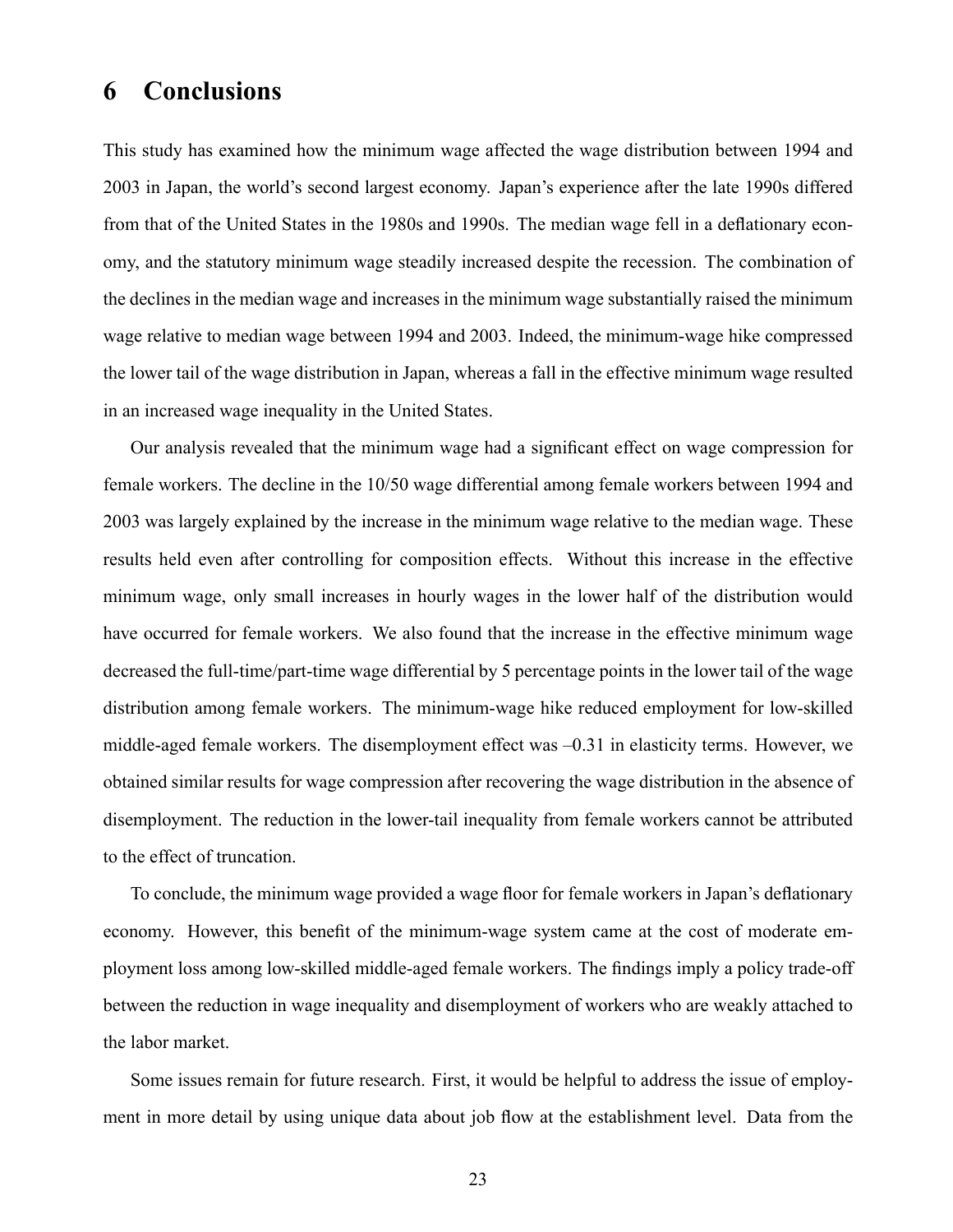# 6 Conclusions

This study has examined how the minimum wage affected the wage distribution between 1994 and 2003 in Japan, the world's second largest economy. Japan's experience after the late 1990s differed from that of the United States in the 1980s and 1990s. The median wage fell in a deflationary economy, and the statutory minimum wage steadily increased despite the recession. The combination of the declines in the median wage and increases in the minimum wage substantially raised the minimum wage relative to median wage between 1994 and 2003. Indeed, the minimum-wage hike compressed the lower tail of the wage distribution in Japan, whereas a fall in the effective minimum wage resulted in an increased wage inequality in the United States.

Our analysis revealed that the minimum wage had a significant effect on wage compression for female workers. The decline in the 10/50 wage differential among female workers between 1994 and 2003 was largely explained by the increase in the minimum wage relative to the median wage. These results held even after controlling for composition effects. Without this increase in the effective minimum wage, only small increases in hourly wages in the lower half of the distribution would have occurred for female workers. We also found that the increase in the effective minimum wage decreased the full-time/part-time wage differential by 5 percentage points in the lower tail of the wage distribution among female workers. The minimum-wage hike reduced employment for low-skilled middle-aged female workers. The disemployment effect was –0.31 in elasticity terms. However, we obtained similar results for wage compression after recovering the wage distribution in the absence of disemployment. The reduction in the lower-tail inequality from female workers cannot be attributed to the effect of truncation.

To conclude, the minimum wage provided a wage floor for female workers in Japan's deflationary economy. However, this benefit of the minimum-wage system came at the cost of moderate employment loss among low-skilled middle-aged female workers. The findings imply a policy trade-off between the reduction in wage inequality and disemployment of workers who are weakly attached to the labor market.

Some issues remain for future research. First, it would be helpful to address the issue of employment in more detail by using unique data about job flow at the establishment level. Data from the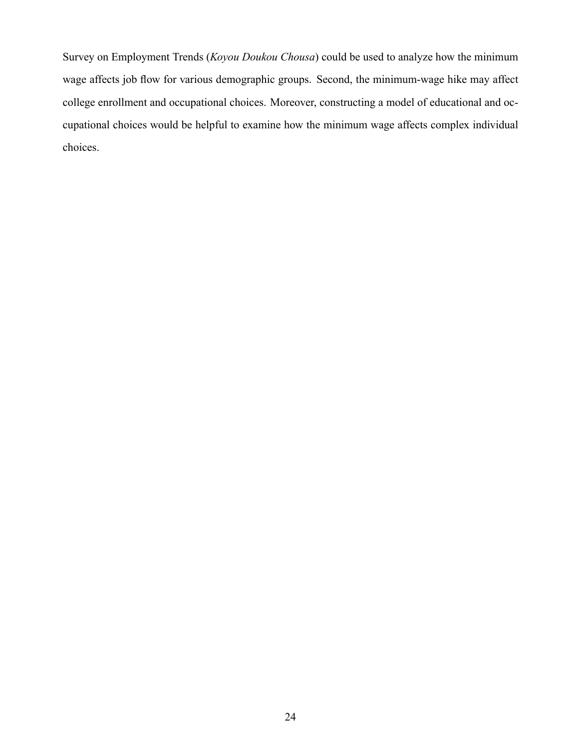Survey on Employment Trends (*Koyou Doukou Chousa*) could be used to analyze how the minimum wage affects job flow for various demographic groups. Second, the minimum-wage hike may affect college enrollment and occupational choices. Moreover, constructing a model of educational and occupational choices would be helpful to examine how the minimum wage affects complex individual choices.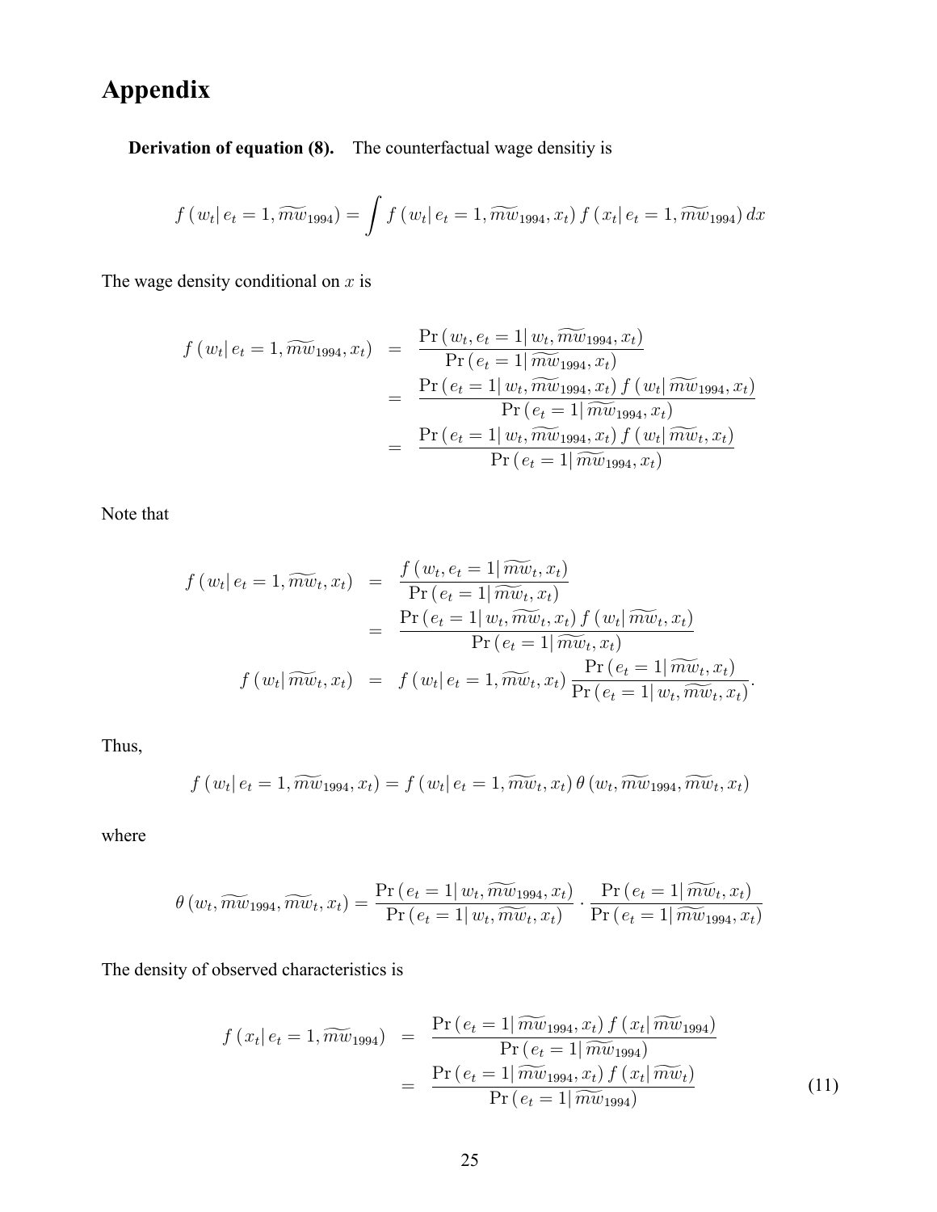# Appendix

**Derivation of equation (8).** The counterfactual wage densitiy is

$$f\left(w_t \middle| e_t = 1, \widetilde{mw}_{1994}\right) = \int f\left(w_t \middle| e_t = 1, \widetilde{mw}_{1994}, x_t\right) f\left(x_t \middle| e_t = 1, \widetilde{mw}_{1994}\right) dx$$

The wage density conditional on $x$ is

$$\begin{aligned}
f\left(w_t \middle| e_t = 1, \widetilde{mw}_{1994}, x_t\right) &= \frac{\Pr\left(w_t, e_t = 1 \middle| w_t, \widetilde{mw}_{1994}, x_t\right)}{\Pr\left(e_t = 1 \middle| \widetilde{mw}_{1994}, x_t\right)} \\
&= \frac{\Pr\left(e_t = 1 \middle| w_t, \widetilde{mw}_{1994}, x_t\right) f\left(w_t \middle| \widetilde{mw}_{1994}, x_t\right)}{\Pr\left(e_t = 1 \middle| \widetilde{mw}_{1994}, x_t\right)} \\
&= \frac{\Pr\left(e_t = 1 \middle| w_t, \widetilde{mw}_{1994}, x_t\right) f\left(w_t \middle| \widetilde{mw}_t, x_t\right)}{\Pr\left(e_t = 1 \middle| \widetilde{mw}_{1994}, x_t\right)}
\end{aligned}$$

Note that

$$\begin{aligned}
f\left(w_t \middle| e_t = 1, \widetilde{mw}_t, x_t\right) &= \frac{f\left(w_t, e_t = 1 \middle| \widetilde{mw}_t, x_t\right)}{\Pr\left(e_t = 1 \middle| \widetilde{mw}_t, x_t\right)} \\
&= \frac{\Pr\left(e_t = 1 \middle| w_t, \widetilde{mw}_t, x_t\right) f\left(w_t \middle| \widetilde{mw}_t, x_t\right)}{\Pr\left(e_t = 1 \middle| \widetilde{mw}_t, x_t\right)} \\
f\left(w_t \middle| \widetilde{mw}_t, x_t\right) &= f\left(w_t \middle| e_t = 1, \widetilde{mw}_t, x_t\right) \frac{\Pr\left(e_t = 1 \middle| \widetilde{mw}_t, x_t\right)}{\Pr\left(e_t = 1 \middle| w_t, \widetilde{mw}_t, x_t\right)}.
\end{aligned}$$

Thus,

$$f\left(w_t \middle| e_t = 1, \widetilde{mw}_{1994}, x_t\right) = f\left(w_t \middle| e_t = 1, \widetilde{mw}_t, x_t\right) \theta\left(w_t, \widetilde{mw}_{1994}, \widetilde{mw}_t, x_t\right)$$

where

$$\theta\left(w_t, \widetilde{mw}_{1994}, \widetilde{mw}_t, x_t\right) = \frac{\Pr\left(e_t = 1 \middle| w_t, \widetilde{mw}_{1994}, x_t\right)}{\Pr\left(e_t = 1 \middle| w_t, \widetilde{mw}_t, x_t\right)} \cdot \frac{\Pr\left(e_t = 1 \middle| \widetilde{mw}_t, x_t\right)}{\Pr\left(e_t = 1 \middle| \widetilde{mw}_{1994}, x_t\right)}$$

The density of observed characteristics is

$$\begin{aligned}
f\left(x_t \middle| e_t = 1, \widetilde{mw}_{1994}\right) &= \frac{\Pr\left(e_t = 1 \middle| \widetilde{mw}_{1994}, x_t\right) f\left(x_t \middle| \widetilde{mw}_{1994}\right)}{\Pr\left(e_t = 1 \middle| \widetilde{mw}_{1994}\right)} \\
&= \frac{\Pr\left(e_t = 1 \middle| \widetilde{mw}_{1994}, x_t\right) f\left(x_t \middle| \widetilde{mw}_t\right)}{\Pr\left(e_t = 1 \middle| \widetilde{mw}_{1994}\right)} \qquad (11)
\end{aligned}$$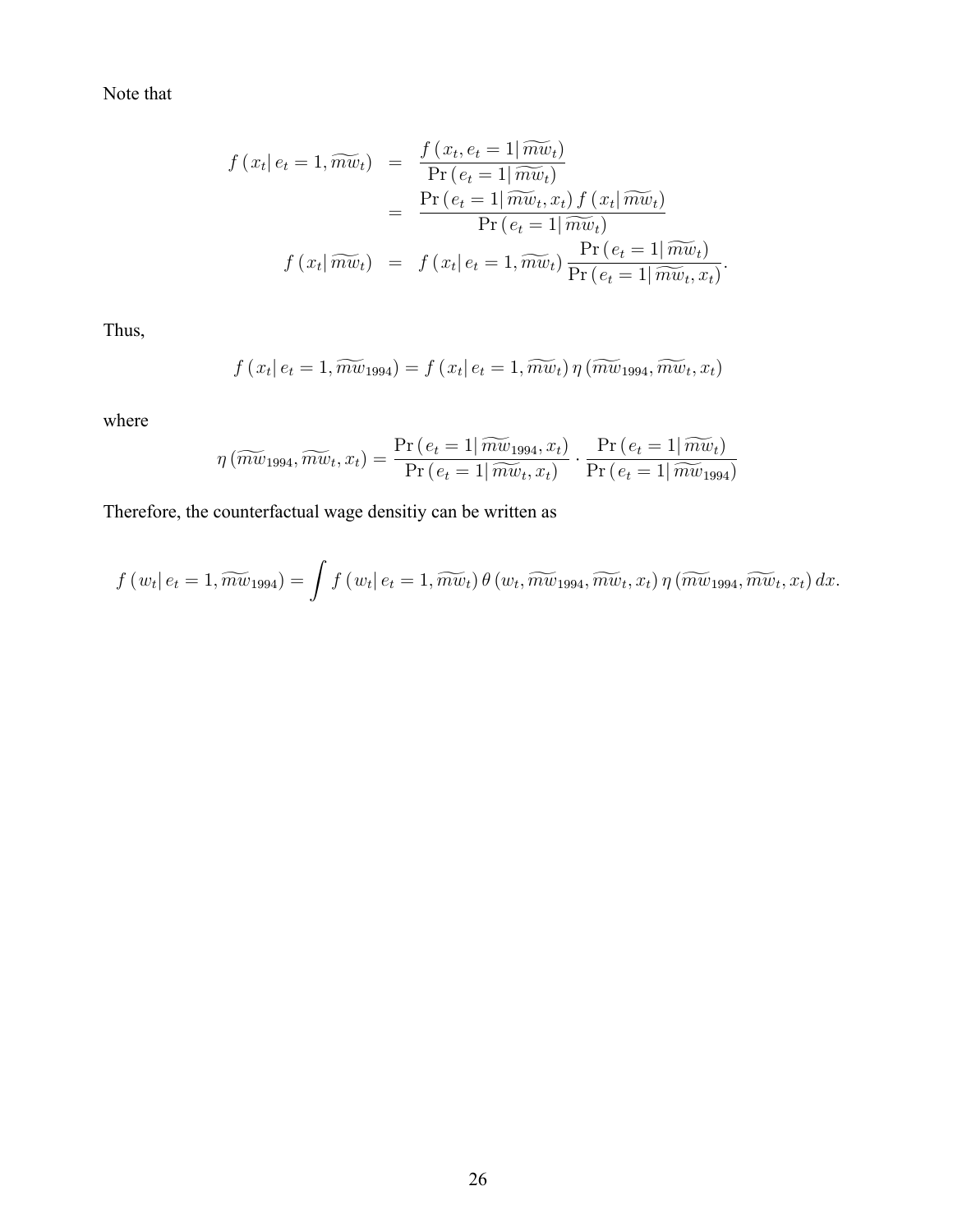Note that

$$
\begin{aligned}
f\left(x_t \mid e_t = 1, \widetilde{mw}_t\right) &= \frac{f\left(x_t, e_t = 1 \mid \widetilde{mw}_t\right)}{\Pr\left(e_t = 1 \mid \widetilde{mw}_t\right)} \\
&= \frac{\Pr\left(e_t = 1 \mid \widetilde{mw}_t, x_t\right) f\left(x_t \mid \widetilde{mw}_t\right)}{\Pr\left(e_t = 1 \mid \widetilde{mw}_t\right)} \\
f\left(x_t \mid \widetilde{mw}_t\right) &= f\left(x_t \mid e_t = 1, \widetilde{mw}_t\right) \frac{\Pr\left(e_t = 1 \mid \widetilde{mw}_t\right)}{\Pr\left(e_t = 1 \mid \widetilde{mw}_t, x_t\right)}.
\end{aligned}
$$

Thus,

$$
f\left(x_t \mid e_t = 1, \widetilde{mw}_{1994}\right) = f\left(x_t \mid e_t = 1, \widetilde{mw}_t\right) \eta\left(\widetilde{mw}_{1994}, \widetilde{mw}_t, x_t\right)
$$

where

$$
\eta\left(\widetilde{mw}_{1994}, \widetilde{mw}_t, x_t\right) = \frac{\Pr\left(e_t = 1 \mid \widetilde{mw}_{1994}, x_t\right)}{\Pr\left(e_t = 1 \mid \widetilde{mw}_t, x_t\right)} \cdot \frac{\Pr\left(e_t = 1 \mid \widetilde{mw}_t\right)}{\Pr\left(e_t = 1 \mid \widetilde{mw}_{1994}\right)}
$$

Therefore, the counterfactual wage densitiy can be written as

$$
f\left(w_t \mid e_t = 1, \widetilde{mw}_{1994}\right) = \int f\left(w_t \mid e_t = 1, \widetilde{mw}_t\right) \theta\left(w_t, \widetilde{mw}_{1994}, \widetilde{mw}_t, x_t\right) \eta\left(\widetilde{mw}_{1994}, \widetilde{mw}_t, x_t\right) dx.
$$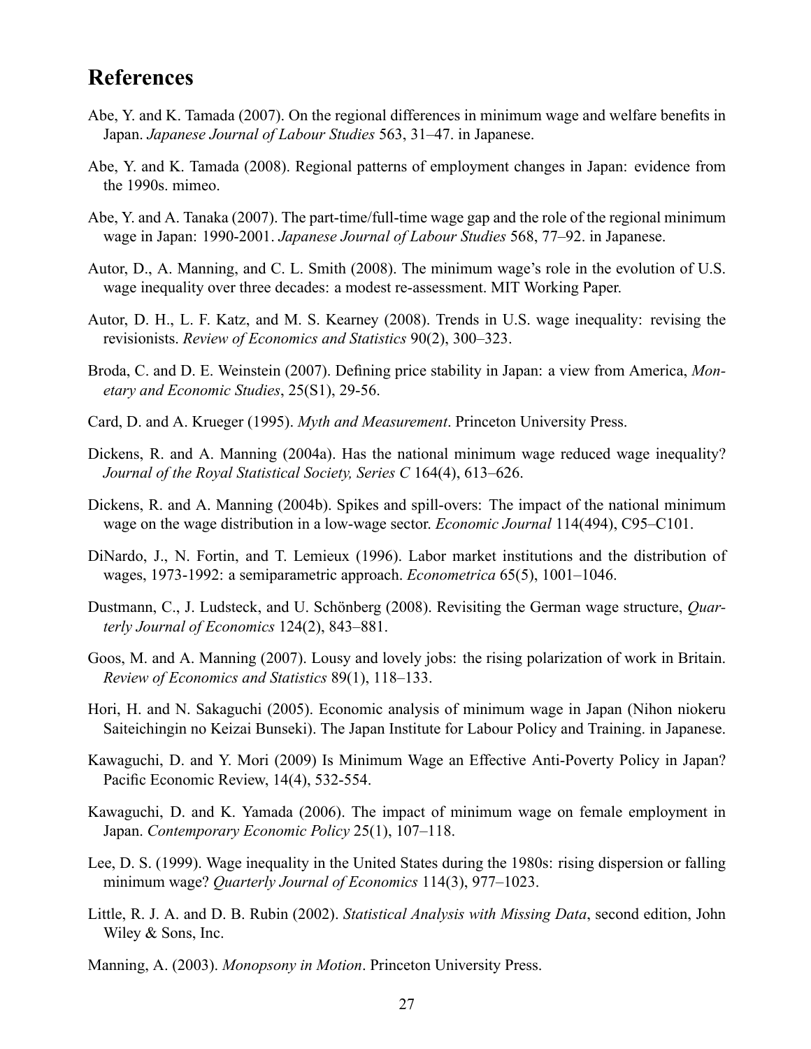# References

Abe, Y. and K. Tamada (2007). On the regional differences in minimum wage and welfare benefits in Japan. *Japanese Journal of Labour Studies* 563, 31–47. in Japanese.

Abe, Y. and K. Tamada (2008). Regional patterns of employment changes in Japan: evidence from the 1990s. mimeo.

Abe, Y. and A. Tanaka (2007). The part-time/full-time wage gap and the role of the regional minimum wage in Japan: 1990-2001. *Japanese Journal of Labour Studies* 568, 77–92. in Japanese.

Autor, D., A. Manning, and C. L. Smith (2008). The minimum wage's role in the evolution of U.S. wage inequality over three decades: a modest re-assessment. MIT Working Paper.

Autor, D. H., L. F. Katz, and M. S. Kearney (2008). Trends in U.S. wage inequality: revising the revisionists. *Review of Economics and Statistics* 90(2), 300–323.

Broda, C. and D. E. Weinstein (2007). Defining price stability in Japan: a view from America, *Monetary and Economic Studies*, 25(S1), 29-56.

Card, D. and A. Krueger (1995). *Myth and Measurement*. Princeton University Press.

Dickens, R. and A. Manning (2004a). Has the national minimum wage reduced wage inequality? *Journal of the Royal Statistical Society, Series C* 164(4), 613–626.

Dickens, R. and A. Manning (2004b). Spikes and spill-overs: The impact of the national minimum wage on the wage distribution in a low-wage sector. *Economic Journal* 114(494), C95–C101.

DiNardo, J., N. Fortin, and T. Lemieux (1996). Labor market institutions and the distribution of wages, 1973-1992: a semiparametric approach. *Econometrica* 65(5), 1001–1046.

Dustmann, C., J. Ludsteck, and U. Schönberg (2008). Revisiting the German wage structure, *Quarterly Journal of Economics* 124(2), 843–881.

Goos, M. and A. Manning (2007). Lousy and lovely jobs: the rising polarization of work in Britain. *Review of Economics and Statistics* 89(1), 118–133.

Hori, H. and N. Sakaguchi (2005). Economic analysis of minimum wage in Japan (Nihon niokeru Saiteichingin no Keizai Bunseki). The Japan Institute for Labour Policy and Training. in Japanese.

Kawaguchi, D. and Y. Mori (2009) Is Minimum Wage an Effective Anti-Poverty Policy in Japan? Pacific Economic Review, 14(4), 532-554.

Kawaguchi, D. and K. Yamada (2006). The impact of minimum wage on female employment in Japan. *Contemporary Economic Policy* 25(1), 107–118.

Lee, D. S. (1999). Wage inequality in the United States during the 1980s: rising dispersion or falling minimum wage? *Quarterly Journal of Economics* 114(3), 977–1023.

Little, R. J. A. and D. B. Rubin (2002). *Statistical Analysis with Missing Data*, second edition, John Wiley & Sons, Inc.

Manning, A. (2003). *Monopsony in Motion*. Princeton University Press.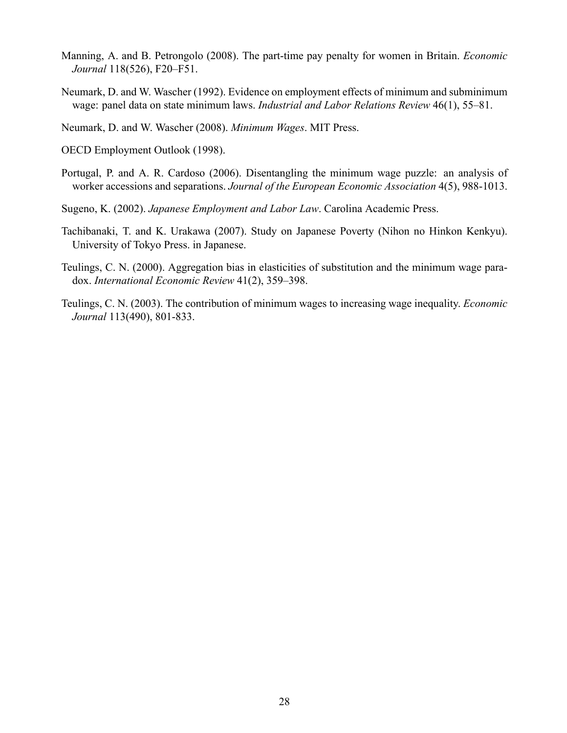Manning, A. and B. Petrongolo (2008). The part-time pay penalty for women in Britain. *Economic Journal* 118(526), F20–F51.

Neumark, D. and W. Wascher (1992). Evidence on employment effects of minimum and subminimum wage: panel data on state minimum laws. *Industrial and Labor Relations Review* 46(1), 55–81.

Neumark, D. and W. Wascher (2008). *Minimum Wages*. MIT Press.

OECD Employment Outlook (1998).

Portugal, P. and A. R. Cardoso (2006). Disentangling the minimum wage puzzle: an analysis of worker accessions and separations. *Journal of the European Economic Association* 4(5), 988-1013.

Sugeno, K. (2002). *Japanese Employment and Labor Law*. Carolina Academic Press.

Tachibanaki, T. and K. Urakawa (2007). Study on Japanese Poverty (Nihon no Hinkon Kenkyu). University of Tokyo Press. in Japanese.

Teulings, C. N. (2000). Aggregation bias in elasticities of substitution and the minimum wage paradox. *International Economic Review* 41(2), 359–398.

Teulings, C. N. (2003). The contribution of minimum wages to increasing wage inequality. *Economic Journal* 113(490), 801-833.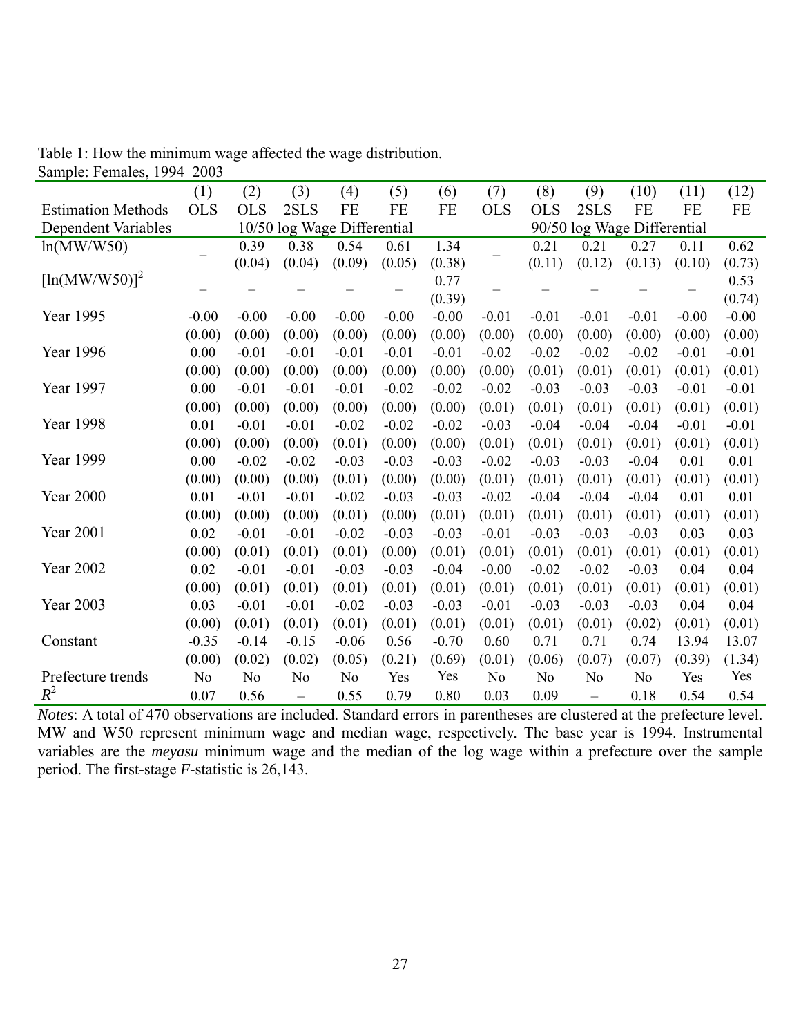Table 1: How the minimum wage affected the wage distribution.
Sample: Females, 1994–2003

| | (1) | (2) | (3) | (4) | (5) | (6) | (7) | (8) | (9) | (10) | (11) | (12) |
|---|---|---|---|---|---|---|---|---|---|---|---|---|
| Estimation Methods | OLS | OLS | 2SLS | FE | FE | FE | OLS | OLS | 2SLS | FE | FE | FE |
| Dependent Variables | 10/50 log Wage Differential | | | | | | 90/50 log Wage Differential | | | | | |
| ln(MW/W50) | – | 0.39 | 0.38 | 0.54 | 0.61 | 1.34 | – | 0.21 | 0.21 | 0.27 | 0.11 | 0.62 |
| | | (0.04) | (0.04) | (0.09) | (0.05) | (0.38) | | (0.11) | (0.12) | (0.13) | (0.10) | (0.73) |
| $[\ln(MW/W50)]^2$ | – | – | – | – | – | 0.77 | – | – | – | – | – | 0.53 |
| | | | | | | (0.39) | | | | | | (0.74) |
| Year 1995 | -0.00 | -0.00 | -0.00 | -0.00 | -0.00 | -0.00 | -0.01 | -0.01 | -0.01 | -0.01 | -0.00 | -0.00 |
| | (0.00) | (0.00) | (0.00) | (0.00) | (0.00) | (0.00) | (0.00) | (0.00) | (0.00) | (0.00) | (0.00) | (0.00) |
| Year 1996 | 0.00 | -0.01 | -0.01 | -0.01 | -0.01 | -0.01 | -0.02 | -0.02 | -0.02 | -0.02 | -0.01 | -0.01 |
| | (0.00) | (0.00) | (0.00) | (0.00) | (0.00) | (0.00) | (0.00) | (0.01) | (0.01) | (0.01) | (0.01) | (0.01) |
| Year 1997 | 0.00 | -0.01 | -0.01 | -0.01 | -0.02 | -0.02 | -0.02 | -0.03 | -0.03 | -0.03 | -0.01 | -0.01 |
| | (0.00) | (0.00) | (0.00) | (0.00) | (0.00) | (0.00) | (0.01) | (0.01) | (0.01) | (0.01) | (0.01) | (0.01) |
| Year 1998 | 0.01 | -0.01 | -0.01 | -0.02 | -0.02 | -0.02 | -0.03 | -0.04 | -0.04 | -0.04 | -0.01 | -0.01 |
| | (0.00) | (0.00) | (0.00) | (0.01) | (0.00) | (0.00) | (0.01) | (0.01) | (0.01) | (0.01) | (0.01) | (0.01) |
| Year 1999 | 0.00 | -0.02 | -0.02 | -0.03 | -0.03 | -0.03 | -0.02 | -0.03 | -0.03 | -0.04 | 0.01 | 0.01 |
| | (0.00) | (0.00) | (0.00) | (0.01) | (0.00) | (0.00) | (0.01) | (0.01) | (0.01) | (0.01) | (0.01) | (0.01) |
| Year 2000 | 0.01 | -0.01 | -0.01 | -0.02 | -0.03 | -0.03 | -0.02 | -0.04 | -0.04 | -0.04 | 0.01 | 0.01 |
| | (0.00) | (0.00) | (0.00) | (0.01) | (0.00) | (0.01) | (0.01) | (0.01) | (0.01) | (0.01) | (0.01) | (0.01) |
| Year 2001 | 0.02 | -0.01 | -0.01 | -0.02 | -0.03 | -0.03 | -0.01 | -0.03 | -0.03 | -0.03 | 0.03 | 0.03 |
| | (0.00) | (0.01) | (0.01) | (0.01) | (0.00) | (0.01) | (0.01) | (0.01) | (0.01) | (0.01) | (0.01) | (0.01) |
| Year 2002 | 0.02 | -0.01 | -0.01 | -0.03 | -0.03 | -0.04 | -0.00 | -0.02 | -0.02 | -0.03 | 0.04 | 0.04 |
| | (0.00) | (0.01) | (0.01) | (0.01) | (0.01) | (0.01) | (0.01) | (0.01) | (0.01) | (0.01) | (0.01) | (0.01) |
| Year 2003 | 0.03 | -0.01 | -0.01 | -0.02 | -0.03 | -0.03 | -0.01 | -0.03 | -0.03 | -0.03 | 0.04 | 0.04 |
| | (0.00) | (0.01) | (0.01) | (0.01) | (0.01) | (0.01) | (0.01) | (0.01) | (0.01) | (0.02) | (0.01) | (0.01) |
| Constant | -0.35 | -0.14 | -0.15 | -0.06 | 0.56 | -0.70 | 0.60 | 0.71 | 0.71 | 0.74 | 13.94 | 13.07 |
| | (0.00) | (0.02) | (0.02) | (0.05) | (0.21) | (0.69) | (0.01) | (0.06) | (0.07) | (0.07) | (0.39) | (1.34) |
| Prefecture trends | No | No | No | No | Yes | Yes | No | No | No | No | Yes | Yes |
| $R^2$ | 0.07 | 0.56 | – | 0.55 | 0.79 | 0.80 | 0.03 | 0.09 | – | 0.18 | 0.54 | 0.54 |

*Notes*: A total of 470 observations are included. Standard errors in parentheses are clustered at the prefecture level. MW and W50 represent minimum wage and median wage, respectively. The base year is 1994. Instrumental variables are the *meyasu* minimum wage and the median of the log wage within a prefecture over the sample period. The first-stage *F*-statistic is 26,143.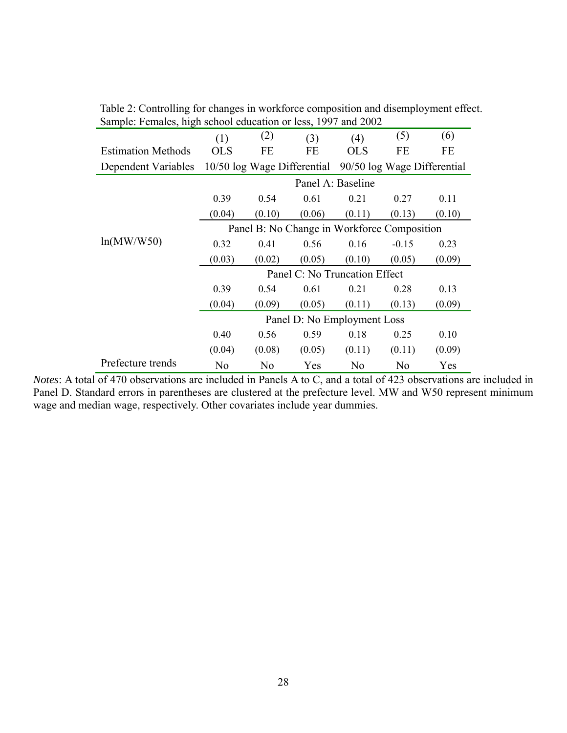Table 2: Controlling for changes in workforce composition and disemployment effect. Sample: Females, high school education or less, 1997 and 2002

| | (1) | (2) | (3) | (4) | (5) | (6) |
|---|---|---|---|---|---|---|
| Estimation Methods | OLS | FE | FE | OLS | FE | FE |
| Dependent Variables | 10/50 log Wage Differential | | | 90/50 log Wage Differential | | |
| | Panel A: Baseline | | | | | |
| | 0.39 | 0.54 | 0.61 | 0.21 | 0.27 | 0.11 |
| | (0.04) | (0.10) | (0.06) | (0.11) | (0.13) | (0.10) |
| | Panel B: No Change in Workforce Composition | | | | | |
| ln(MW/W50) | 0.32 | 0.41 | 0.56 | 0.16 | -0.15 | 0.23 |
| | (0.03) | (0.02) | (0.05) | (0.10) | (0.05) | (0.09) |
| | Panel C: No Truncation Effect | | | | | |
| | 0.39 | 0.54 | 0.61 | 0.21 | 0.28 | 0.13 |
| | (0.04) | (0.09) | (0.05) | (0.11) | (0.13) | (0.09) |
| | Panel D: No Employment Loss | | | | | |
| | 0.40 | 0.56 | 0.59 | 0.18 | 0.25 | 0.10 |
| | (0.04) | (0.08) | (0.05) | (0.11) | (0.11) | (0.09) |
| Prefecture trends | No | No | Yes | No | No | Yes |

*Notes*: A total of 470 observations are included in Panels A to C, and a total of 423 observations are included in Panel D. Standard errors in parentheses are clustered at the prefecture level. MW and W50 represent minimum wage and median wage, respectively. Other covariates include year dummies.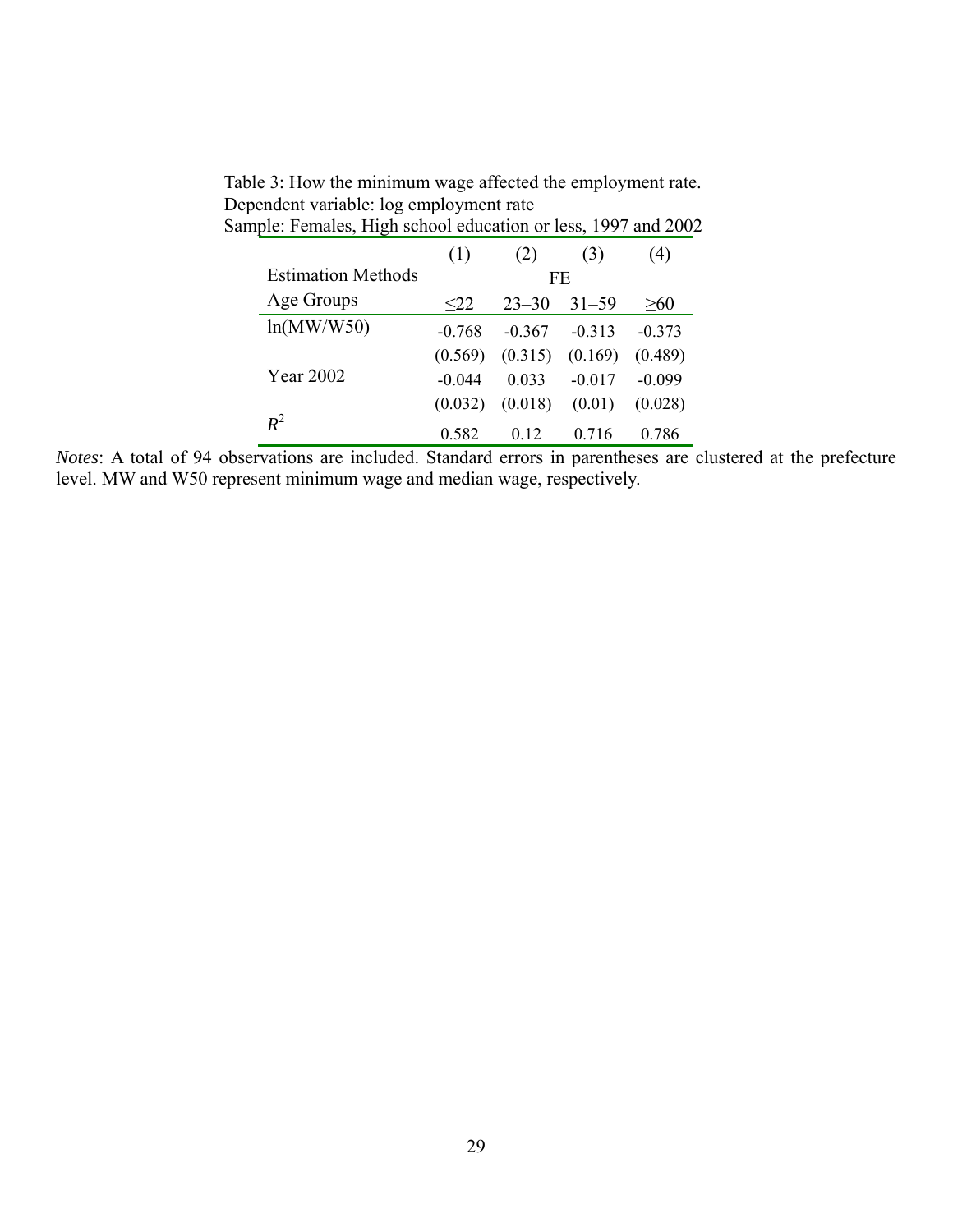Table 3: How the minimum wage affected the employment rate.
Dependent variable: log employment rate
Sample: Females, High school education or less, 1997 and 2002

| | (1) | (2) | (3) | (4) |
|---|---|---|---|---|
| Estimation Methods | FE | | | |
| Age Groups | ≤22 | 23–30 | 31–59 | ≥60 |
| ln(MW/W50) | -0.768 | -0.367 | -0.313 | -0.373 |
| | (0.569) | (0.315) | (0.169) | (0.489) |
| Year 2002 | -0.044 | 0.033 | -0.017 | -0.099 |
| | (0.032) | (0.018) | (0.01) | (0.028) |
| $R^2$ | 0.582 | 0.12 | 0.716 | 0.786 |

*Notes*: A total of 94 observations are included. Standard errors in parentheses are clustered at the prefecture level. MW and W50 represent minimum wage and median wage, respectively.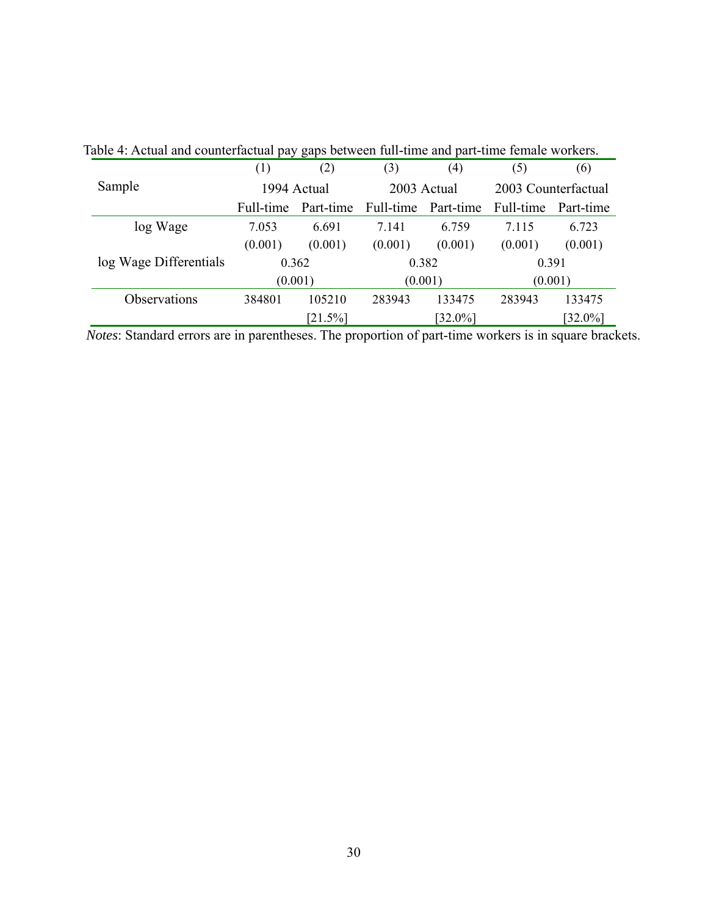Table 4: Actual and counterfactual pay gaps between full-time and part-time female workers.

| | (1) | (2) | (3) | (4) | (5) | (6) |
|---|---|---|---|---|---|---|
| Sample | 1994 Actual | | 2003 Actual | | 2003 Counterfactual | |
| | Full-time | Part-time | Full-time | Part-time | Full-time | Part-time |
| log Wage | 7.053 | 6.691 | 7.141 | 6.759 | 7.115 | 6.723 |
| | (0.001) | (0.001) | (0.001) | (0.001) | (0.001) | (0.001) |
| log Wage Differentials | 0.362 | | 0.382 | | 0.391 | |
| | (0.001) | | (0.001) | | (0.001) | |
| Observations | 384801 | 105210 | 283943 | 133475 | 283943 | 133475 |
| | | [21.5%] | | [32.0%] | | [32.0%] |

*Notes*: Standard errors are in parentheses. The proportion of part-time workers is in square brackets.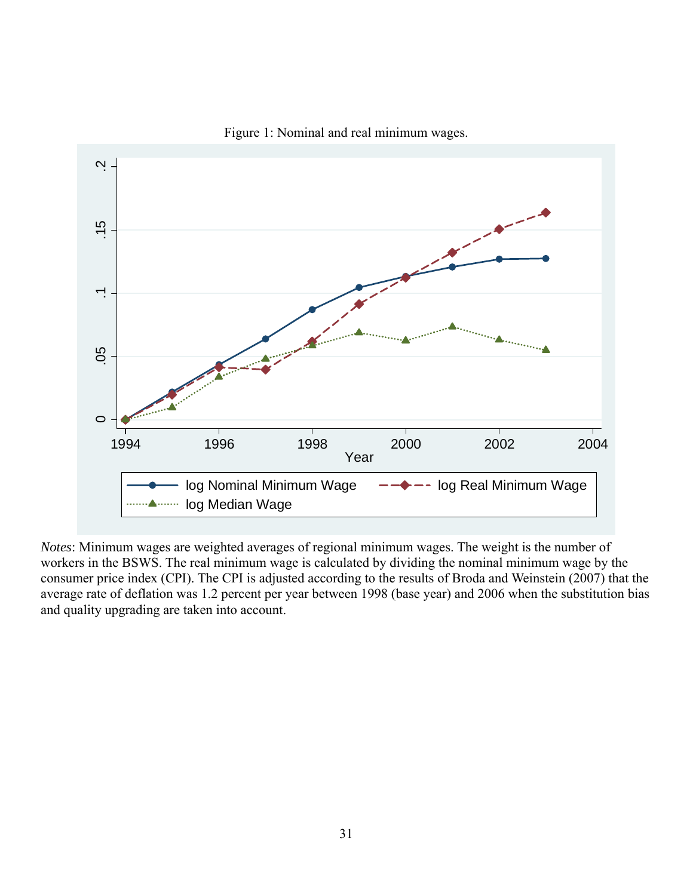Figure 1: Nominal and real minimum wages.

*Notes*: Minimum wages are weighted averages of regional minimum wages. The weight is the number of workers in the BSWS. The real minimum wage is calculated by dividing the nominal minimum wage by the consumer price index (CPI). The CPI is adjusted according to the results of Broda and Weinstein (2007) that the average rate of deflation was 1.2 percent per year between 1998 (base year) and 2006 when the substitution bias and quality upgrading are taken into account.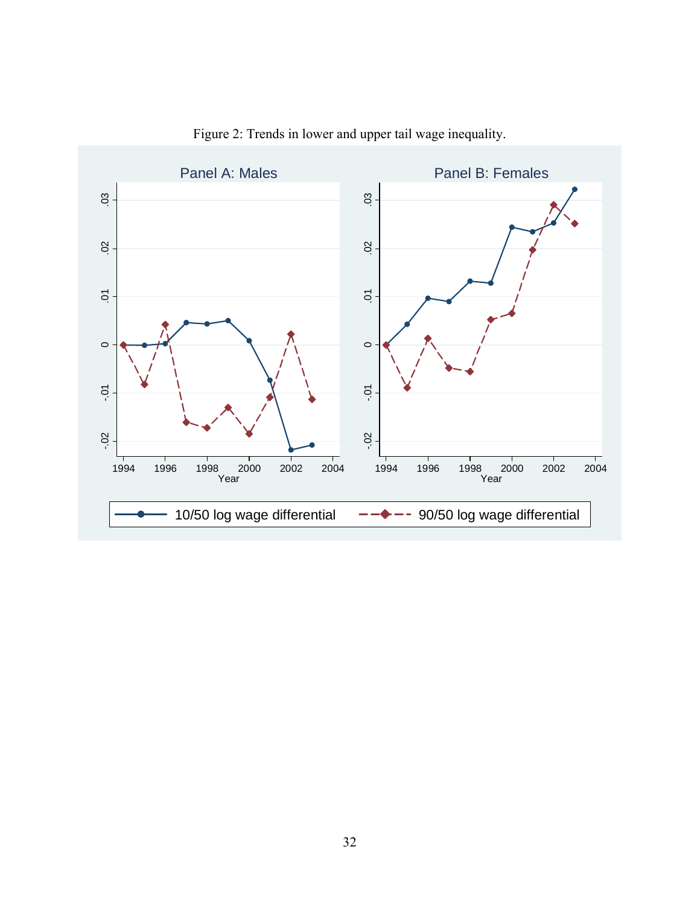Figure 2: Trends in lower and upper tail wage inequality.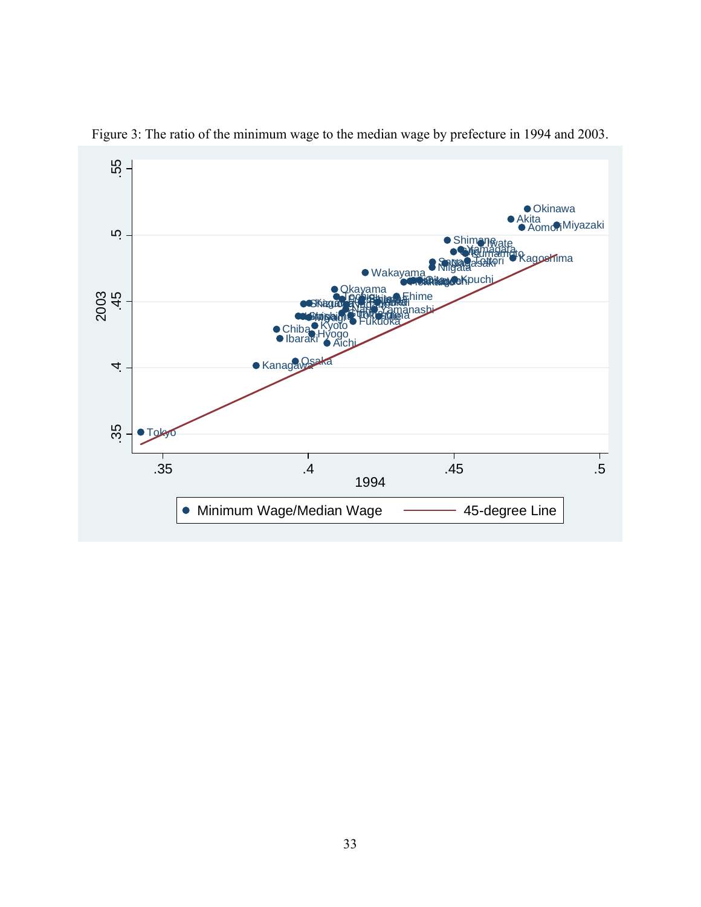Figure 3: The ratio of the minimum wage to the median wage by prefecture in 1994 and 2003.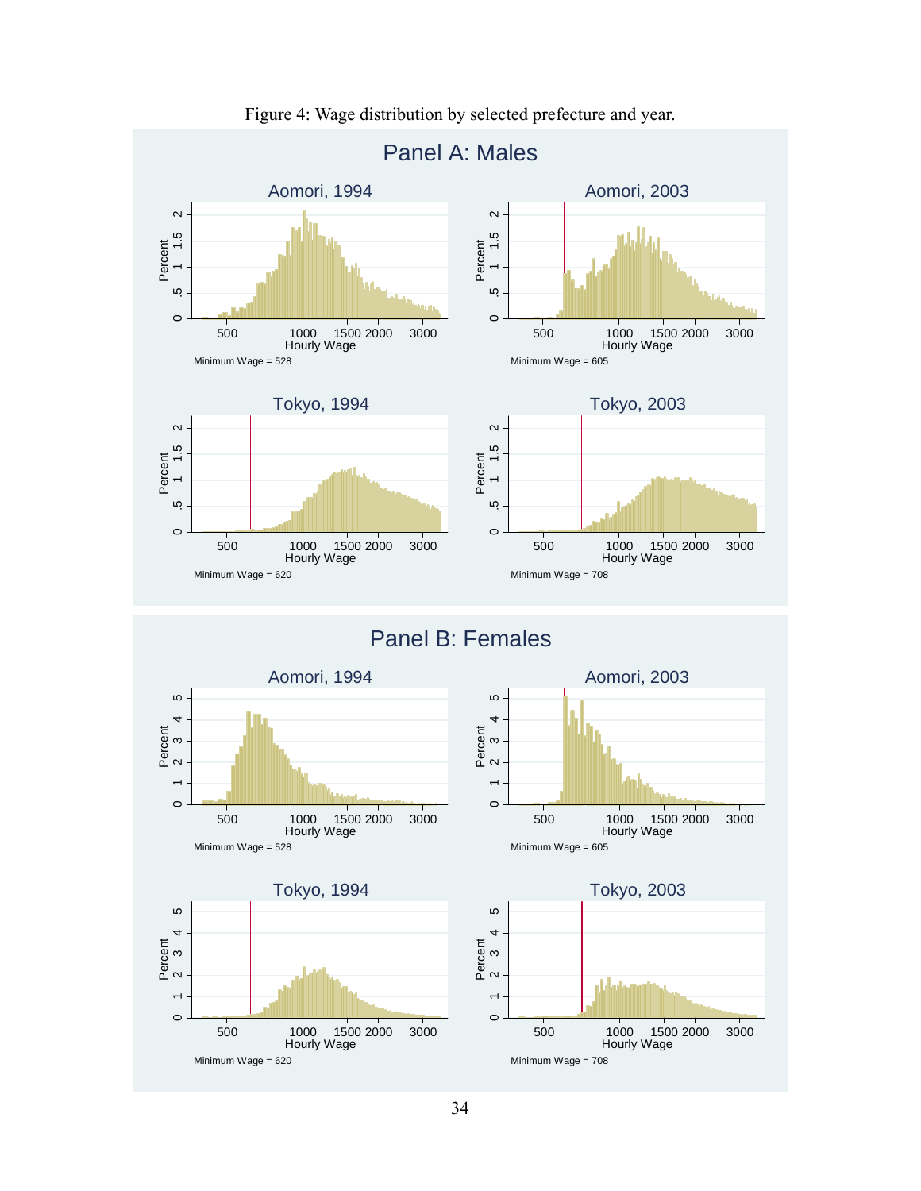Figure 4: Wage distribution by selected prefecture and year.

## Panel A: Males

### Aomori, 1994

Minimum Wage = 528

### Aomori, 2003

Minimum Wage = 605

### Tokyo, 1994

Minimum Wage = 620

### Tokyo, 2003

Minimum Wage = 708

## Panel B: Females

### Aomori, 1994

Minimum Wage = 528

### Aomori, 2003

Minimum Wage = 605

### Tokyo, 1994

Minimum Wage = 620

### Tokyo, 2003

Minimum Wage = 708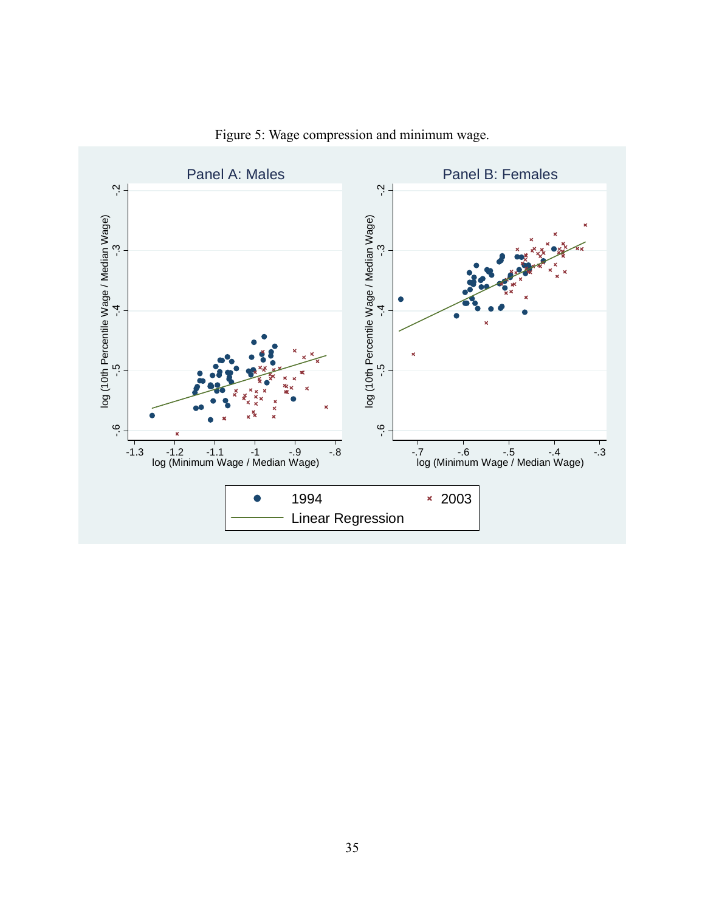Figure 5: Wage compression and minimum wage.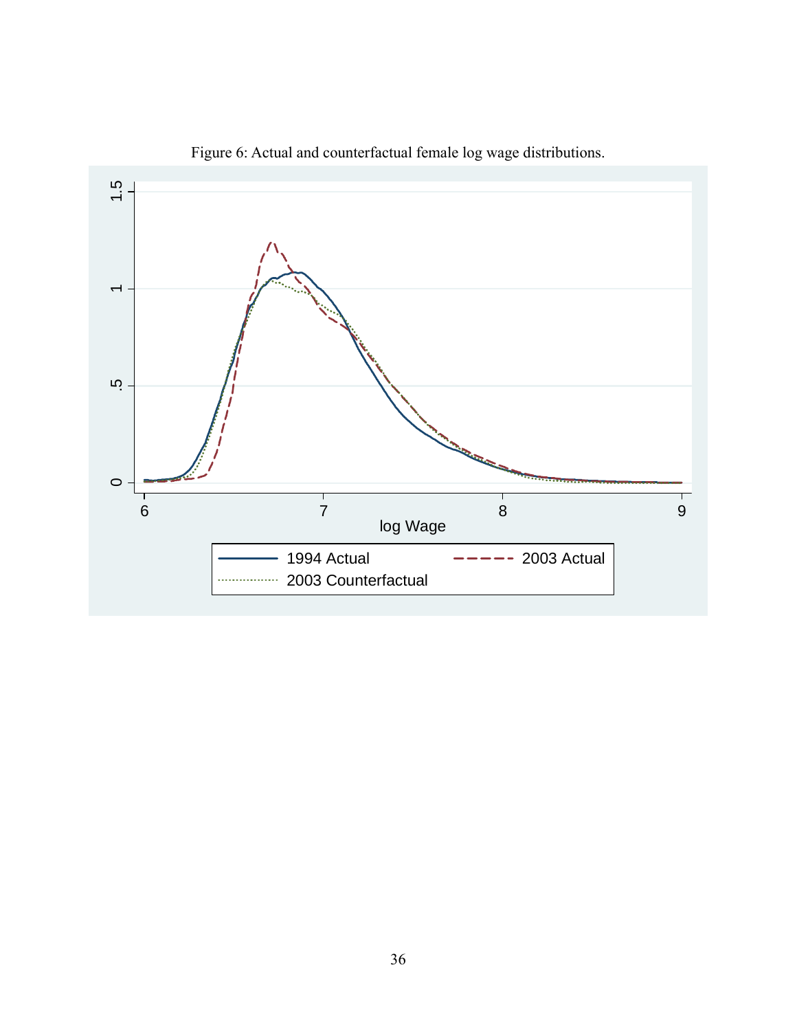Figure 6: Actual and counterfactual female log wage distributions.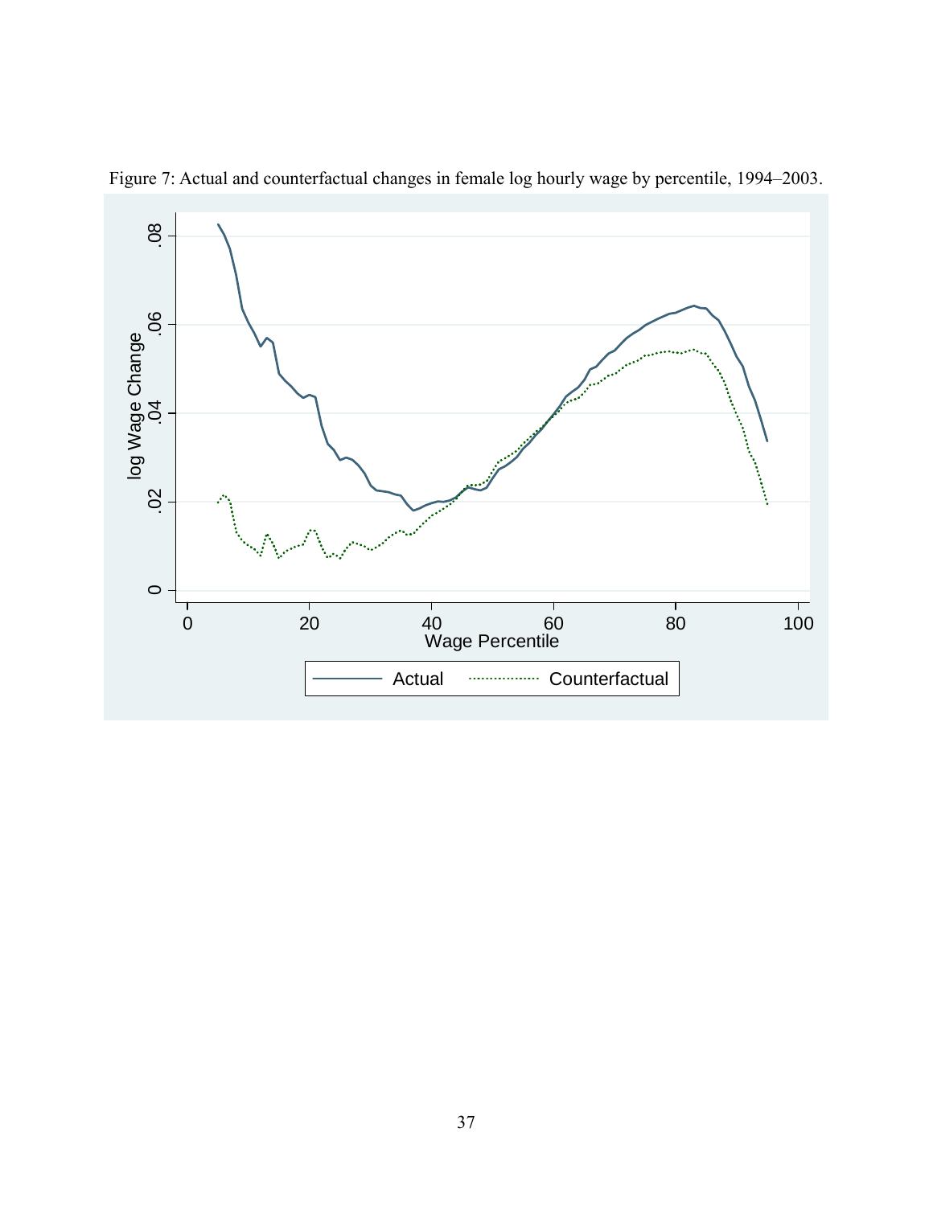Figure 7: Actual and counterfactual changes in female log hourly wage by percentile, 1994–2003.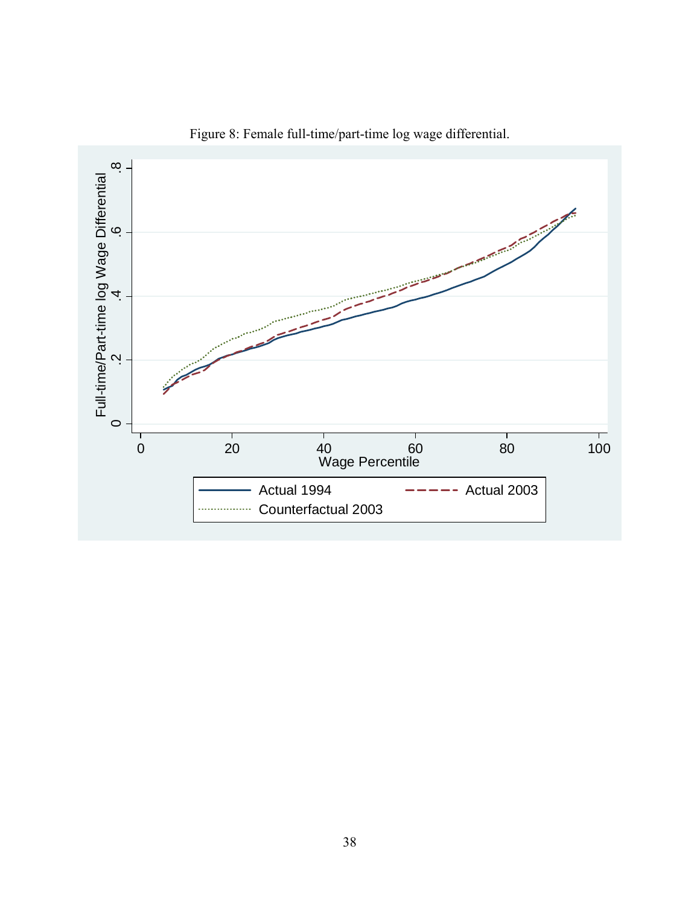Figure 8: Female full-time/part-time log wage differential.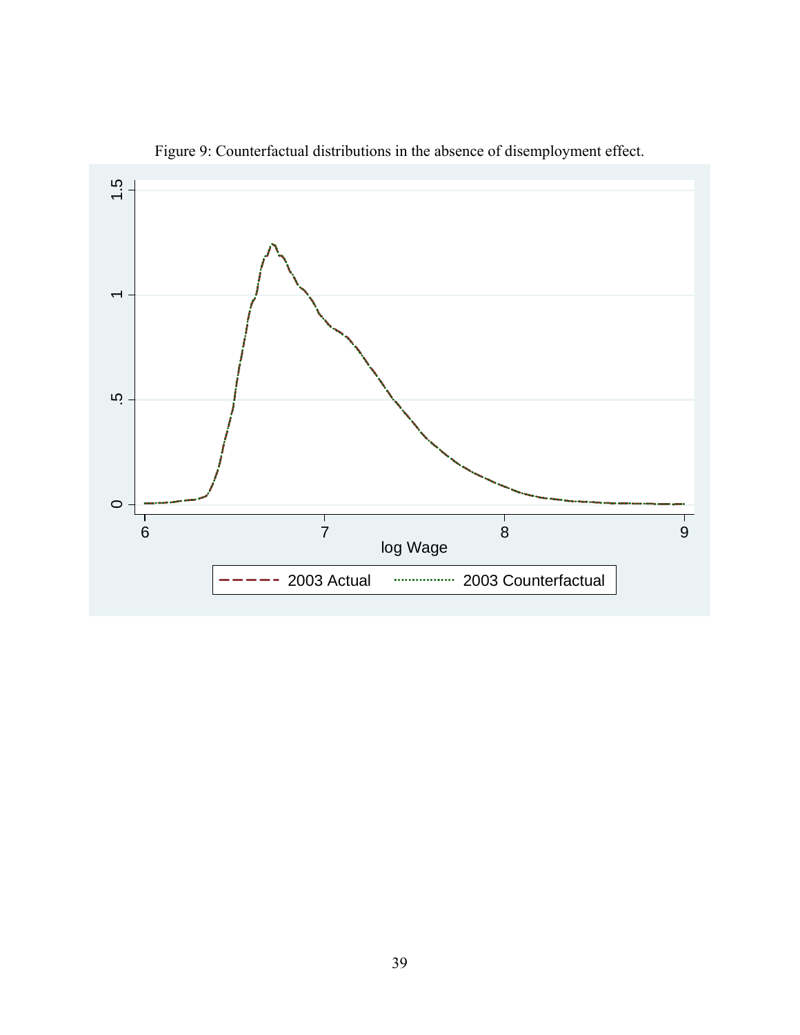Figure 9: Counterfactual distributions in the absence of disemployment effect.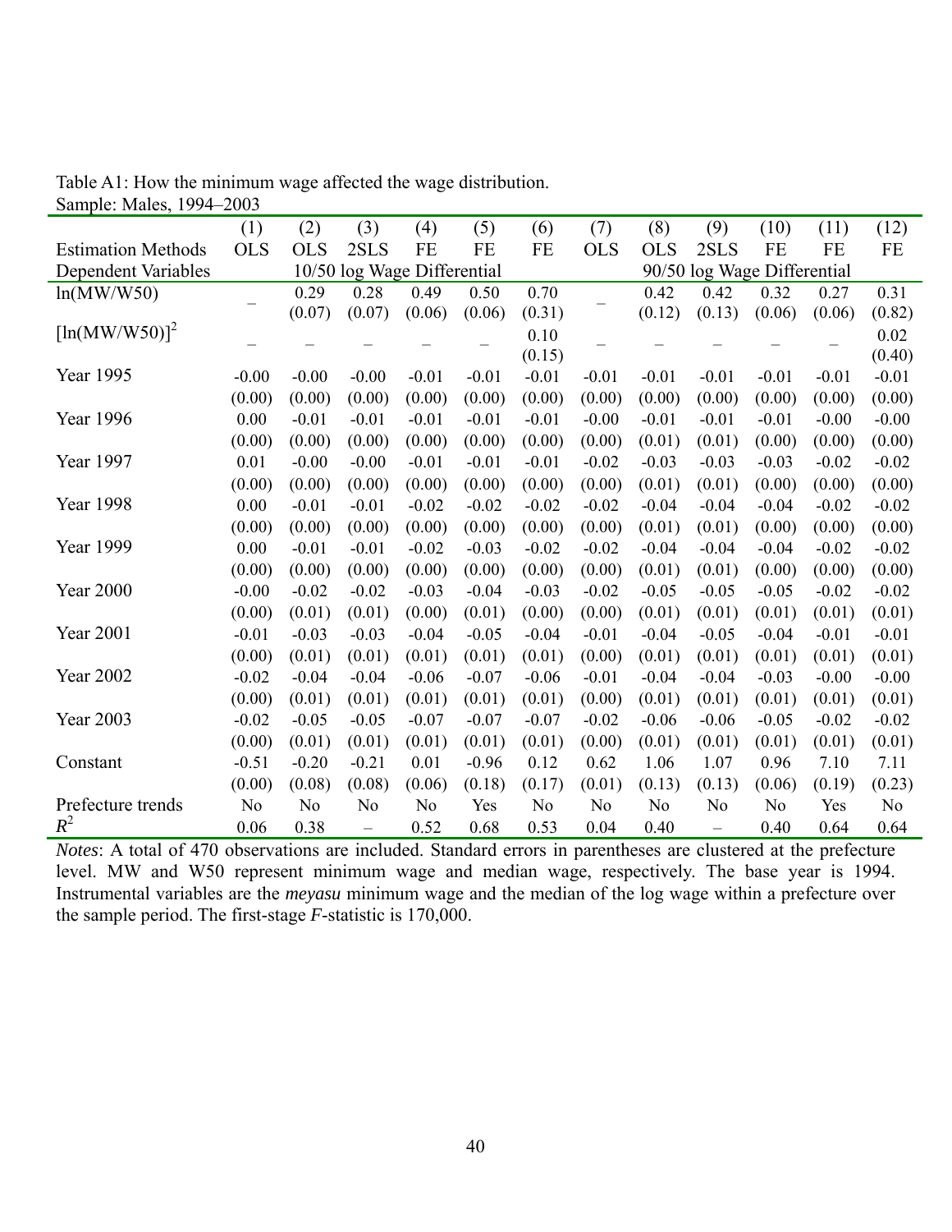Table A1: How the minimum wage affected the wage distribution.
Sample: Males, 1994–2003

| | (1) | (2) | (3) | (4) | (5) | (6) | (7) | (8) | (9) | (10) | (11) | (12) |
|---|---|---|---|---|---|---|---|---|---|---|---|---|
| Estimation Methods | OLS | OLS | 2SLS | FE | FE | FE | OLS | OLS | 2SLS | FE | FE | FE |
| Dependent Variables | 10/50 log Wage Differential | | | | | | 90/50 log Wage Differential | | | | | |
| ln(MW/W50) | – | 0.29 | 0.28 | 0.49 | 0.50 | 0.70 | – | 0.42 | 0.42 | 0.32 | 0.27 | 0.31 |
| | | (0.07) | (0.07) | (0.06) | (0.06) | (0.31) | | (0.12) | (0.13) | (0.06) | (0.06) | (0.82) |
| $[\ln(MW/W50)]^2$ | – | – | – | – | – | 0.10 | – | – | – | – | – | 0.02 |
| | | | | | | (0.15) | | | | | | (0.40) |
| Year 1995 | -0.00 | -0.00 | -0.00 | -0.01 | -0.01 | -0.01 | -0.01 | -0.01 | -0.01 | -0.01 | -0.01 | -0.01 |
| | (0.00) | (0.00) | (0.00) | (0.00) | (0.00) | (0.00) | (0.00) | (0.00) | (0.00) | (0.00) | (0.00) | (0.00) |
| Year 1996 | 0.00 | -0.01 | -0.01 | -0.01 | -0.01 | -0.01 | -0.00 | -0.01 | -0.01 | -0.01 | -0.00 | -0.00 |
| | (0.00) | (0.00) | (0.00) | (0.00) | (0.00) | (0.00) | (0.00) | (0.01) | (0.01) | (0.00) | (0.00) | (0.00) |
| Year 1997 | 0.01 | -0.00 | -0.00 | -0.01 | -0.01 | -0.01 | -0.02 | -0.03 | -0.03 | -0.03 | -0.02 | -0.02 |
| | (0.00) | (0.00) | (0.00) | (0.00) | (0.00) | (0.00) | (0.00) | (0.01) | (0.01) | (0.00) | (0.00) | (0.00) |
| Year 1998 | 0.00 | -0.01 | -0.01 | -0.02 | -0.02 | -0.02 | -0.02 | -0.04 | -0.04 | -0.04 | -0.02 | -0.02 |
| | (0.00) | (0.00) | (0.00) | (0.00) | (0.00) | (0.00) | (0.00) | (0.01) | (0.01) | (0.00) | (0.00) | (0.00) |
| Year 1999 | 0.00 | -0.01 | -0.01 | -0.02 | -0.03 | -0.02 | -0.02 | -0.04 | -0.04 | -0.04 | -0.02 | -0.02 |
| | (0.00) | (0.00) | (0.00) | (0.00) | (0.00) | (0.00) | (0.00) | (0.01) | (0.01) | (0.00) | (0.00) | (0.00) |
| Year 2000 | -0.00 | -0.02 | -0.02 | -0.03 | -0.04 | -0.03 | -0.02 | -0.05 | -0.05 | -0.05 | -0.02 | -0.02 |
| | (0.00) | (0.01) | (0.01) | (0.00) | (0.01) | (0.00) | (0.00) | (0.01) | (0.01) | (0.01) | (0.01) | (0.01) |
| Year 2001 | -0.01 | -0.03 | -0.03 | -0.04 | -0.05 | -0.04 | -0.01 | -0.04 | -0.05 | -0.04 | -0.01 | -0.01 |
| | (0.00) | (0.01) | (0.01) | (0.01) | (0.01) | (0.01) | (0.00) | (0.01) | (0.01) | (0.01) | (0.01) | (0.01) |
| Year 2002 | -0.02 | -0.04 | -0.04 | -0.06 | -0.07 | -0.06 | -0.01 | -0.04 | -0.04 | -0.03 | -0.00 | -0.00 |
| | (0.00) | (0.01) | (0.01) | (0.01) | (0.01) | (0.01) | (0.00) | (0.01) | (0.01) | (0.01) | (0.01) | (0.01) |
| Year 2003 | -0.02 | -0.05 | -0.05 | -0.07 | -0.07 | -0.07 | -0.02 | -0.06 | -0.06 | -0.05 | -0.02 | -0.02 |
| | (0.00) | (0.01) | (0.01) | (0.01) | (0.01) | (0.01) | (0.00) | (0.01) | (0.01) | (0.01) | (0.01) | (0.01) |
| Constant | -0.51 | -0.20 | -0.21 | 0.01 | -0.96 | 0.12 | 0.62 | 1.06 | 1.07 | 0.96 | 7.10 | 7.11 |
| | (0.00) | (0.08) | (0.08) | (0.06) | (0.18) | (0.17) | (0.01) | (0.13) | (0.13) | (0.06) | (0.19) | (0.23) |
| Prefecture trends | No | No | No | No | Yes | No | No | No | No | No | Yes | No |
| $R^2$ | 0.06 | 0.38 | – | 0.52 | 0.68 | 0.53 | 0.04 | 0.40 | – | 0.40 | 0.64 | 0.64 |

*Notes*: A total of 470 observations are included. Standard errors in parentheses are clustered at the prefecture level. MW and W50 represent minimum wage and median wage, respectively. The base year is 1994. Instrumental variables are the *meyasu* minimum wage and the median of the log wage within a prefecture over the sample period. The first-stage *F*-statistic is 170,000.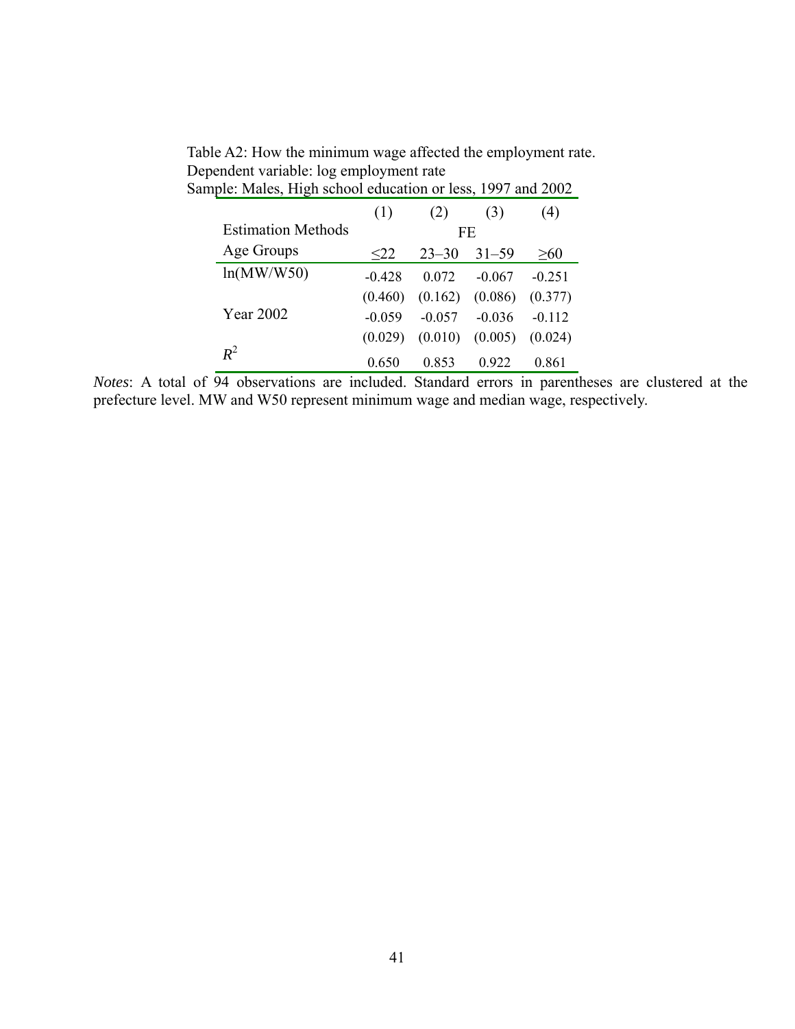Table A2: How the minimum wage affected the employment rate.
Dependent variable: log employment rate
Sample: Males, High school education or less, 1997 and 2002

| | (1) | (2) | (3) | (4) |
|---|---|---|---|---|
| Estimation Methods | FE | | | |
| Age Groups | ≤22 | 23–30 | 31–59 | ≥60 |
| ln(MW/W50) | -0.428 | 0.072 | -0.067 | -0.251 |
| | (0.460) | (0.162) | (0.086) | (0.377) |
| Year 2002 | -0.059 | -0.057 | -0.036 | -0.112 |
| | (0.029) | (0.010) | (0.005) | (0.024) |
| $R^2$ | 0.650 | 0.853 | 0.922 | 0.861 |

*Notes*: A total of 94 observations are included. Standard errors in parentheses are clustered at the prefecture level. MW and W50 represent minimum wage and median wage, respectively.